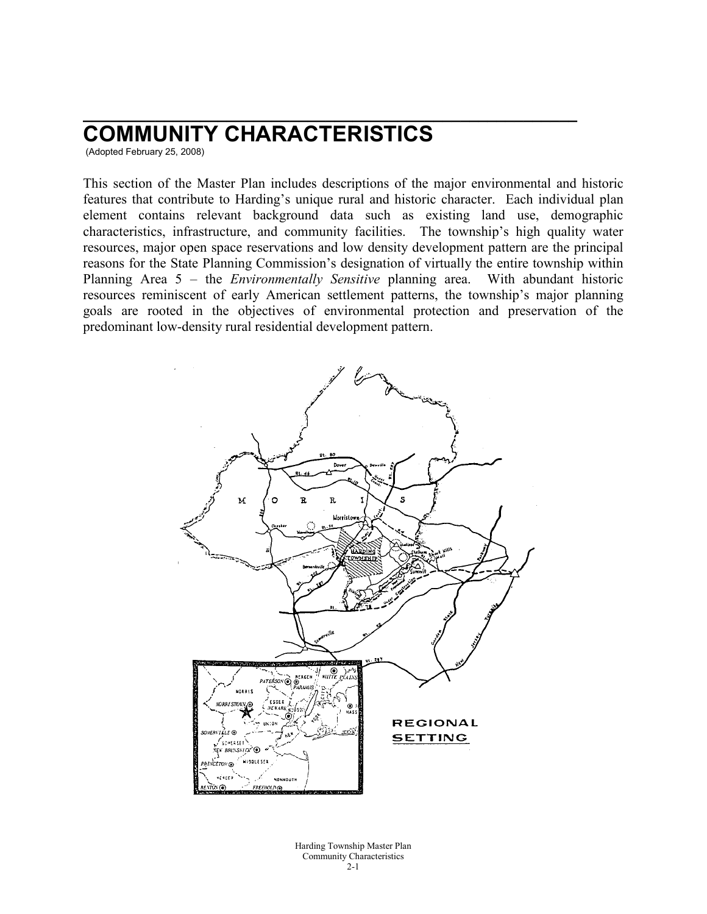# COMMUNITY CHARACTERISTICS

(Adopted February 25, 2008)

This section of the Master Plan includes descriptions of the major environmental and historic features that contribute to Harding's unique rural and historic character. Each individual plan element contains relevant background data such as existing land use, demographic characteristics, infrastructure, and community facilities. The township's high quality water resources, major open space reservations and low density development pattern are the principal reasons for the State Planning Commission's designation of virtually the entire township within Planning Area 5 – the *Environmentally Sensitive* planning area. With abundant historic resources reminiscent of early American settlement patterns, the township's major planning goals are rooted in the objectives of environmental protection and preservation of the predominant low-density rural residential development pattern.

REGIONAL SETTING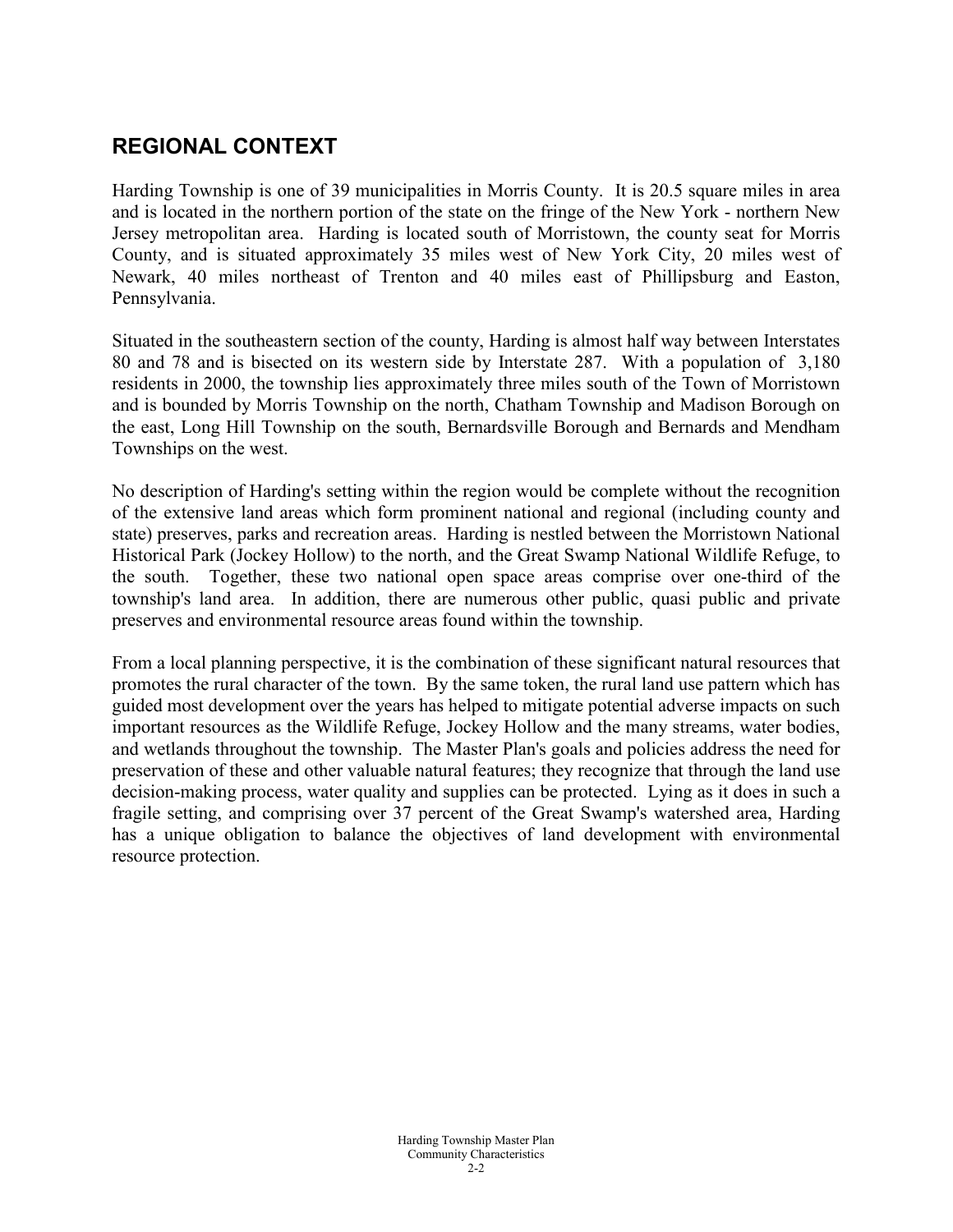## REGIONAL CONTEXT

Harding Township is one of 39 municipalities in Morris County. It is 20.5 square miles in area and is located in the northern portion of the state on the fringe of the New York - northern New Jersey metropolitan area. Harding is located south of Morristown, the county seat for Morris County, and is situated approximately 35 miles west of New York City, 20 miles west of Newark, 40 miles northeast of Trenton and 40 miles east of Phillipsburg and Easton, Pennsylvania.

Situated in the southeastern section of the county, Harding is almost half way between Interstates 80 and 78 and is bisected on its western side by Interstate 287. With a population of 3,180 residents in 2000, the township lies approximately three miles south of the Town of Morristown and is bounded by Morris Township on the north, Chatham Township and Madison Borough on the east, Long Hill Township on the south, Bernardsville Borough and Bernards and Mendham Townships on the west.

No description of Harding's setting within the region would be complete without the recognition of the extensive land areas which form prominent national and regional (including county and state) preserves, parks and recreation areas. Harding is nestled between the Morristown National Historical Park (Jockey Hollow) to the north, and the Great Swamp National Wildlife Refuge, to the south. Together, these two national open space areas comprise over one-third of the township's land area. In addition, there are numerous other public, quasi public and private preserves and environmental resource areas found within the township.

From a local planning perspective, it is the combination of these significant natural resources that promotes the rural character of the town. By the same token, the rural land use pattern which has guided most development over the years has helped to mitigate potential adverse impacts on such important resources as the Wildlife Refuge, Jockey Hollow and the many streams, water bodies, and wetlands throughout the township. The Master Plan's goals and policies address the need for preservation of these and other valuable natural features; they recognize that through the land use decision-making process, water quality and supplies can be protected. Lying as it does in such a fragile setting, and comprising over 37 percent of the Great Swamp's watershed area, Harding has a unique obligation to balance the objectives of land development with environmental resource protection.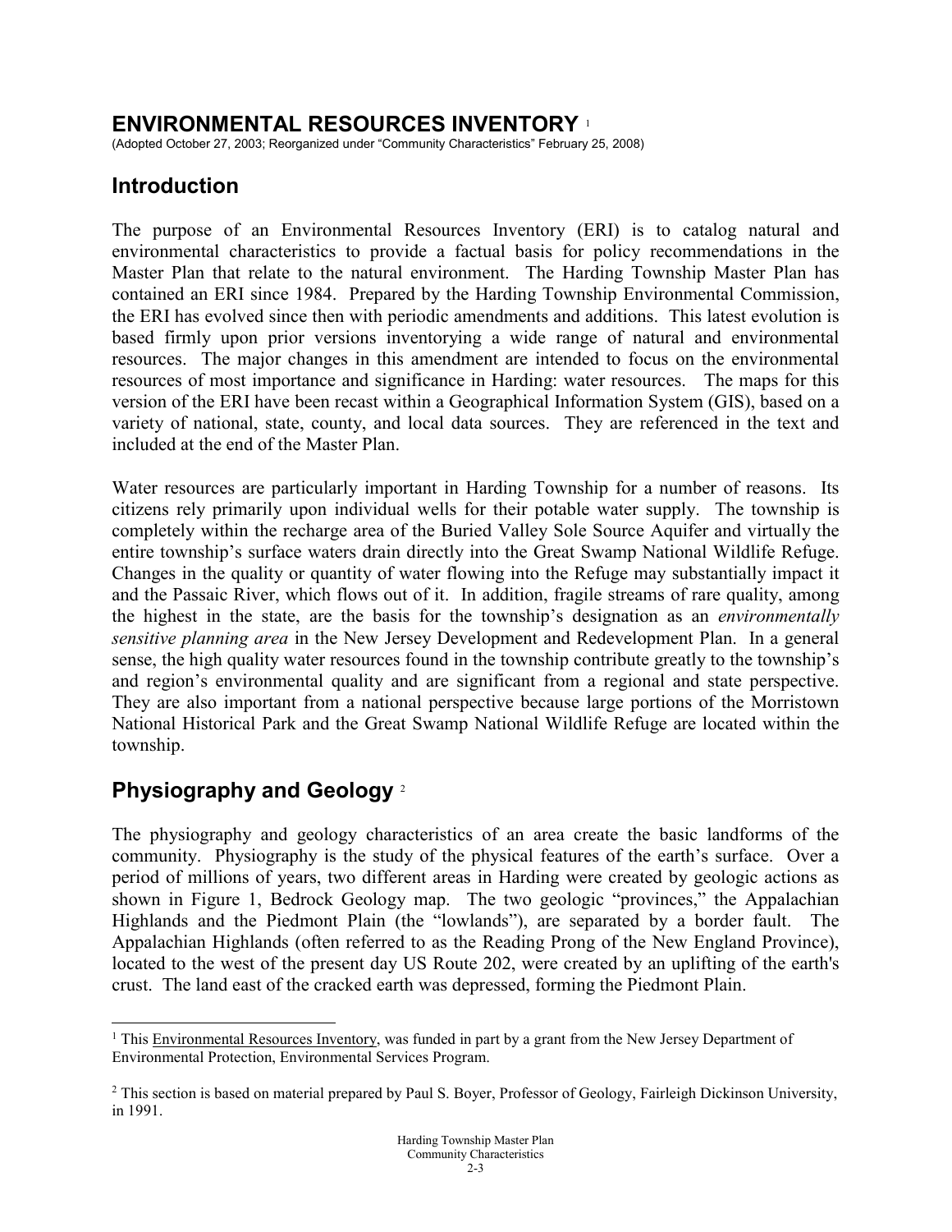# ENVIRONMENTAL RESOURCES INVENTORY [1]

(Adopted October 27, 2003; Reorganized under "Community Characteristics" February 25, 2008)

## Introduction

The purpose of an Environmental Resources Inventory (ERI) is to catalog natural and environmental characteristics to provide a factual basis for policy recommendations in the Master Plan that relate to the natural environment. The Harding Township Master Plan has contained an ERI since 1984. Prepared by the Harding Township Environmental Commission, the ERI has evolved since then with periodic amendments and additions. This latest evolution is based firmly upon prior versions inventorying a wide range of natural and environmental resources. The major changes in this amendment are intended to focus on the environmental resources of most importance and significance in Harding: water resources. The maps for this version of the ERI have been recast within a Geographical Information System (GIS), based on a variety of national, state, county, and local data sources. They are referenced in the text and included at the end of the Master Plan.

Water resources are particularly important in Harding Township for a number of reasons. Its citizens rely primarily upon individual wells for their potable water supply. The township is completely within the recharge area of the Buried Valley Sole Source Aquifer and virtually the entire township's surface waters drain directly into the Great Swamp National Wildlife Refuge. Changes in the quality or quantity of water flowing into the Refuge may substantially impact it and the Passaic River, which flows out of it. In addition, fragile streams of rare quality, among the highest in the state, are the basis for the township's designation as an *environmentally sensitive planning area* in the New Jersey Development and Redevelopment Plan. In a general sense, the high quality water resources found in the township contribute greatly to the township's and region's environmental quality and are significant from a regional and state perspective. They are also important from a national perspective because large portions of the Morristown National Historical Park and the Great Swamp National Wildlife Refuge are located within the township.

## Physiography and Geology [2]

The physiography and geology characteristics of an area create the basic landforms of the community. Physiography is the study of the physical features of the earth's surface. Over a period of millions of years, two different areas in Harding were created by geologic actions as shown in Figure 1, Bedrock Geology map. The two geologic "provinces," the Appalachian Highlands and the Piedmont Plain (the "lowlands"), are separated by a border fault. The Appalachian Highlands (often referred to as the Reading Prong of the New England Province), located to the west of the present day US Route 202, were created by an uplifting of the earth's crust. The land east of the cracked earth was depressed, forming the Piedmont Plain.

---

[1] This Environmental Resources Inventory, was funded in part by a grant from the New Jersey Department of Environmental Protection, Environmental Services Program.

[2] This section is based on material prepared by Paul S. Boyer, Professor of Geology, Fairleigh Dickinson University, in 1991.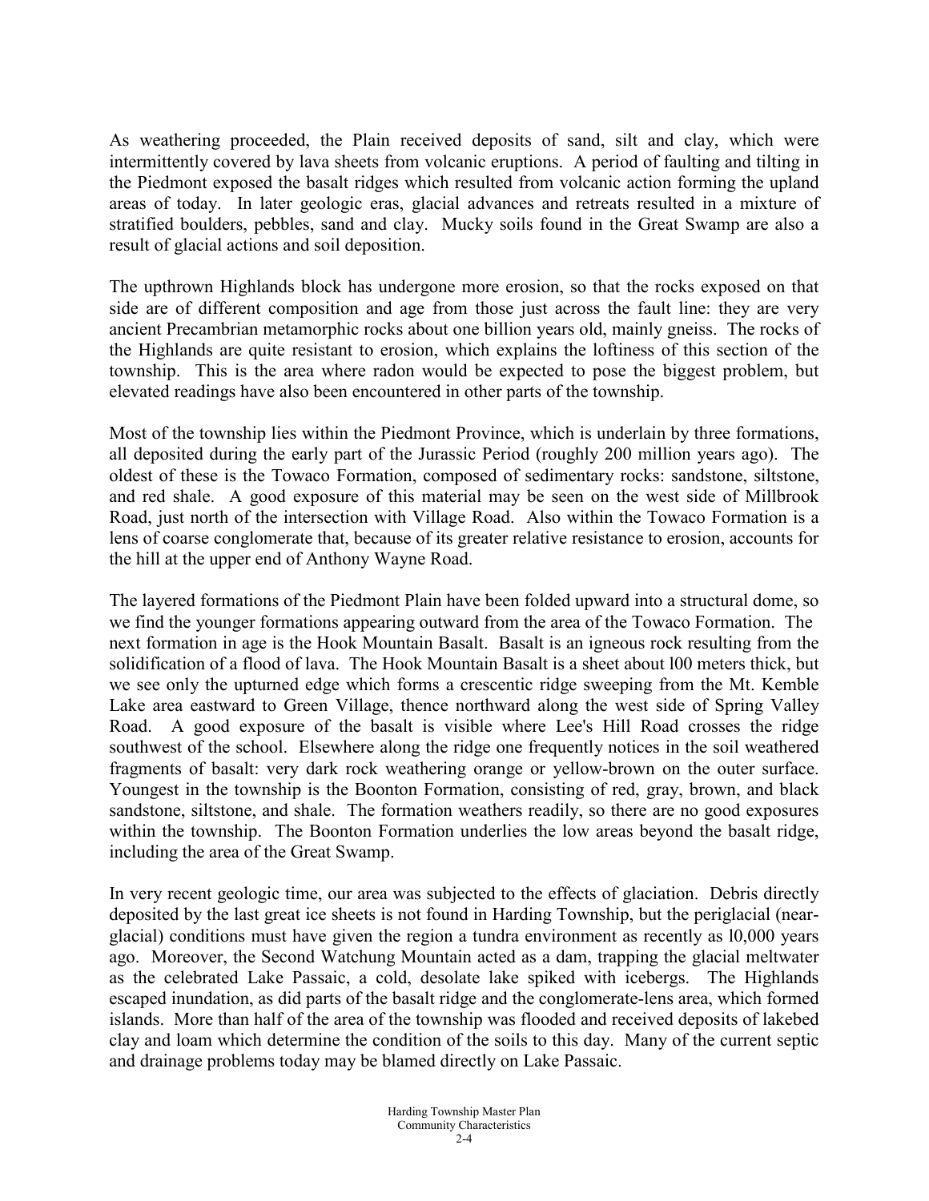As weathering proceeded, the Plain received deposits of sand, silt and clay, which were intermittently covered by lava sheets from volcanic eruptions. A period of faulting and tilting in the Piedmont exposed the basalt ridges which resulted from volcanic action forming the upland areas of today. In later geologic eras, glacial advances and retreats resulted in a mixture of stratified boulders, pebbles, sand and clay. Mucky soils found in the Great Swamp are also a result of glacial actions and soil deposition.

The upthrown Highlands block has undergone more erosion, so that the rocks exposed on that side are of different composition and age from those just across the fault line: they are very ancient Precambrian metamorphic rocks about one billion years old, mainly gneiss. The rocks of the Highlands are quite resistant to erosion, which explains the loftiness of this section of the township. This is the area where radon would be expected to pose the biggest problem, but elevated readings have also been encountered in other parts of the township.

Most of the township lies within the Piedmont Province, which is underlain by three formations, all deposited during the early part of the Jurassic Period (roughly 200 million years ago). The oldest of these is the Towaco Formation, composed of sedimentary rocks: sandstone, siltstone, and red shale. A good exposure of this material may be seen on the west side of Millbrook Road, just north of the intersection with Village Road. Also within the Towaco Formation is a lens of coarse conglomerate that, because of its greater relative resistance to erosion, accounts for the hill at the upper end of Anthony Wayne Road.

The layered formations of the Piedmont Plain have been folded upward into a structural dome, so we find the younger formations appearing outward from the area of the Towaco Formation. The next formation in age is the Hook Mountain Basalt. Basalt is an igneous rock resulting from the solidification of a flood of lava. The Hook Mountain Basalt is a sheet about l00 meters thick, but we see only the upturned edge which forms a crescentic ridge sweeping from the Mt. Kemble Lake area eastward to Green Village, thence northward along the west side of Spring Valley Road. A good exposure of the basalt is visible where Lee's Hill Road crosses the ridge southwest of the school. Elsewhere along the ridge one frequently notices in the soil weathered fragments of basalt: very dark rock weathering orange or yellow-brown on the outer surface. Youngest in the township is the Boonton Formation, consisting of red, gray, brown, and black sandstone, siltstone, and shale. The formation weathers readily, so there are no good exposures within the township. The Boonton Formation underlies the low areas beyond the basalt ridge, including the area of the Great Swamp.

In very recent geologic time, our area was subjected to the effects of glaciation. Debris directly deposited by the last great ice sheets is not found in Harding Township, but the periglacial (near-glacial) conditions must have given the region a tundra environment as recently as l0,000 years ago. Moreover, the Second Watchung Mountain acted as a dam, trapping the glacial meltwater as the celebrated Lake Passaic, a cold, desolate lake spiked with icebergs. The Highlands escaped inundation, as did parts of the basalt ridge and the conglomerate-lens area, which formed islands. More than half of the area of the township was flooded and received deposits of lakebed clay and loam which determine the condition of the soils to this day. Many of the current septic and drainage problems today may be blamed directly on Lake Passaic.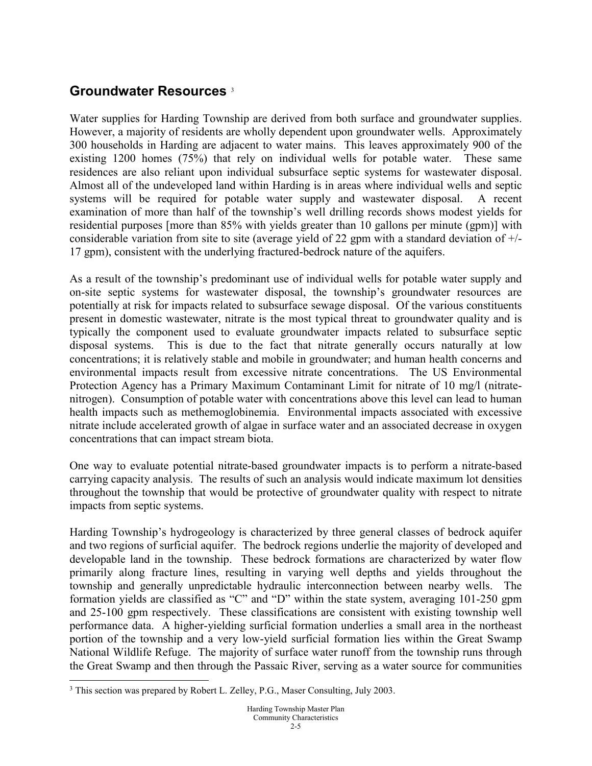## Groundwater Resources [3]

Water supplies for Harding Township are derived from both surface and groundwater supplies. However, a majority of residents are wholly dependent upon groundwater wells. Approximately 300 households in Harding are adjacent to water mains. This leaves approximately 900 of the existing 1200 homes (75%) that rely on individual wells for potable water. These same residences are also reliant upon individual subsurface septic systems for wastewater disposal. Almost all of the undeveloped land within Harding is in areas where individual wells and septic systems will be required for potable water supply and wastewater disposal. A recent examination of more than half of the township's well drilling records shows modest yields for residential purposes [more than 85% with yields greater than 10 gallons per minute (gpm)] with considerable variation from site to site (average yield of 22 gpm with a standard deviation of +/- 17 gpm), consistent with the underlying fractured-bedrock nature of the aquifers.

As a result of the township's predominant use of individual wells for potable water supply and on-site septic systems for wastewater disposal, the township's groundwater resources are potentially at risk for impacts related to subsurface sewage disposal. Of the various constituents present in domestic wastewater, nitrate is the most typical threat to groundwater quality and is typically the component used to evaluate groundwater impacts related to subsurface septic disposal systems. This is due to the fact that nitrate generally occurs naturally at low concentrations; it is relatively stable and mobile in groundwater; and human health concerns and environmental impacts result from excessive nitrate concentrations. The US Environmental Protection Agency has a Primary Maximum Contaminant Limit for nitrate of 10 mg/l (nitrate-nitrogen). Consumption of potable water with concentrations above this level can lead to human health impacts such as methemoglobinemia. Environmental impacts associated with excessive nitrate include accelerated growth of algae in surface water and an associated decrease in oxygen concentrations that can impact stream biota.

One way to evaluate potential nitrate-based groundwater impacts is to perform a nitrate-based carrying capacity analysis. The results of such an analysis would indicate maximum lot densities throughout the township that would be protective of groundwater quality with respect to nitrate impacts from septic systems.

Harding Township's hydrogeology is characterized by three general classes of bedrock aquifer and two regions of surficial aquifer. The bedrock regions underlie the majority of developed and developable land in the township. These bedrock formations are characterized by water flow primarily along fracture lines, resulting in varying well depths and yields throughout the township and generally unpredictable hydraulic interconnection between nearby wells. The formation yields are classified as "C" and "D" within the state system, averaging 101-250 gpm and 25-100 gpm respectively. These classifications are consistent with existing township well performance data. A higher-yielding surficial formation underlies a small area in the northeast portion of the township and a very low-yield surficial formation lies within the Great Swamp National Wildlife Refuge. The majority of surface water runoff from the township runs through the Great Swamp and then through the Passaic River, serving as a water source for communities

[3] This section was prepared by Robert L. Zelley, P.G., Maser Consulting, July 2003.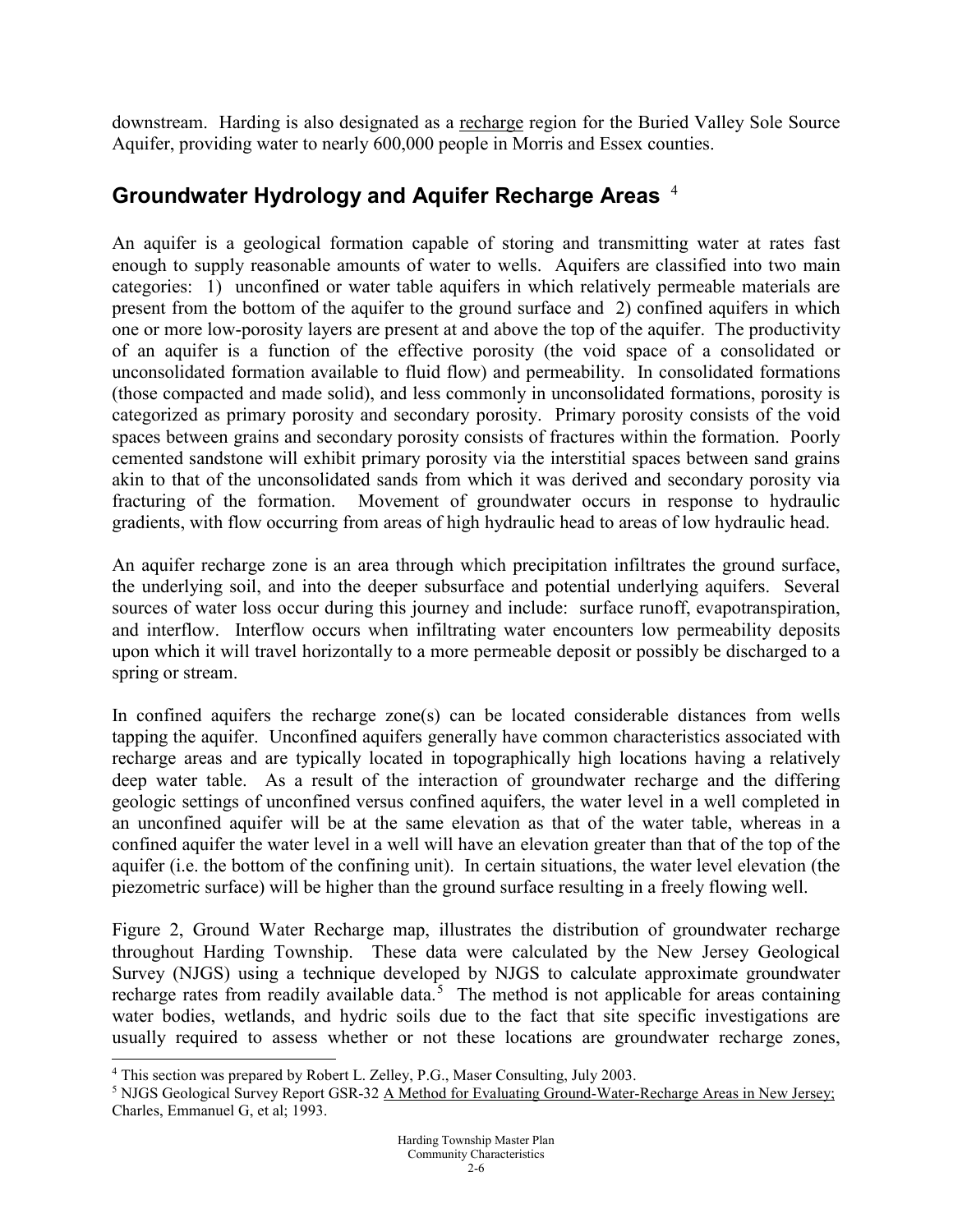downstream. Harding is also designated as a recharge region for the Buried Valley Sole Source Aquifer, providing water to nearly 600,000 people in Morris and Essex counties.

## Groundwater Hydrology and Aquifer Recharge Areas [4]

An aquifer is a geological formation capable of storing and transmitting water at rates fast enough to supply reasonable amounts of water to wells. Aquifers are classified into two main categories: 1) unconfined or water table aquifers in which relatively permeable materials are present from the bottom of the aquifer to the ground surface and 2) confined aquifers in which one or more low-porosity layers are present at and above the top of the aquifer. The productivity of an aquifer is a function of the effective porosity (the void space of a consolidated or unconsolidated formation available to fluid flow) and permeability. In consolidated formations (those compacted and made solid), and less commonly in unconsolidated formations, porosity is categorized as primary porosity and secondary porosity. Primary porosity consists of the void spaces between grains and secondary porosity consists of fractures within the formation. Poorly cemented sandstone will exhibit primary porosity via the interstitial spaces between sand grains akin to that of the unconsolidated sands from which it was derived and secondary porosity via fracturing of the formation. Movement of groundwater occurs in response to hydraulic gradients, with flow occurring from areas of high hydraulic head to areas of low hydraulic head.

An aquifer recharge zone is an area through which precipitation infiltrates the ground surface, the underlying soil, and into the deeper subsurface and potential underlying aquifers. Several sources of water loss occur during this journey and include: surface runoff, evapotranspiration, and interflow. Interflow occurs when infiltrating water encounters low permeability deposits upon which it will travel horizontally to a more permeable deposit or possibly be discharged to a spring or stream.

In confined aquifers the recharge zone(s) can be located considerable distances from wells tapping the aquifer. Unconfined aquifers generally have common characteristics associated with recharge areas and are typically located in topographically high locations having a relatively deep water table. As a result of the interaction of groundwater recharge and the differing geologic settings of unconfined versus confined aquifers, the water level in a well completed in an unconfined aquifer will be at the same elevation as that of the water table, whereas in a confined aquifer the water level in a well will have an elevation greater than that of the top of the aquifer (i.e. the bottom of the confining unit). In certain situations, the water level elevation (the piezometric surface) will be higher than the ground surface resulting in a freely flowing well.

Figure 2, Ground Water Recharge map, illustrates the distribution of groundwater recharge throughout Harding Township. These data were calculated by the New Jersey Geological Survey (NJGS) using a technique developed by NJGS to calculate approximate groundwater recharge rates from readily available data.[5] The method is not applicable for areas containing water bodies, wetlands, and hydric soils due to the fact that site specific investigations are usually required to assess whether or not these locations are groundwater recharge zones,

---

[4] This section was prepared by Robert L. Zelley, P.G., Maser Consulting, July 2003.

[5] NJGS Geological Survey Report GSR-32 A Method for Evaluating Ground-Water-Recharge Areas in New Jersey; Charles, Emmanuel G, et al; 1993.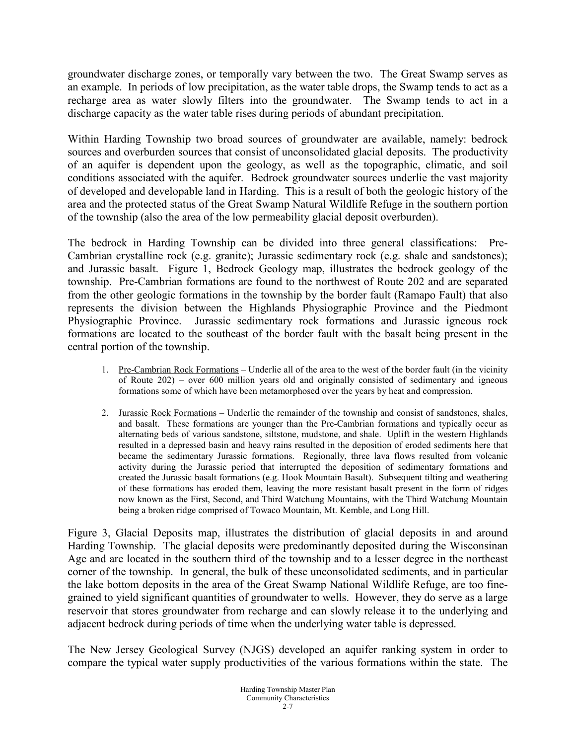groundwater discharge zones, or temporally vary between the two. The Great Swamp serves as an example. In periods of low precipitation, as the water table drops, the Swamp tends to act as a recharge area as water slowly filters into the groundwater. The Swamp tends to act in a discharge capacity as the water table rises during periods of abundant precipitation.

Within Harding Township two broad sources of groundwater are available, namely: bedrock sources and overburden sources that consist of unconsolidated glacial deposits. The productivity of an aquifer is dependent upon the geology, as well as the topographic, climatic, and soil conditions associated with the aquifer. Bedrock groundwater sources underlie the vast majority of developed and developable land in Harding. This is a result of both the geologic history of the area and the protected status of the Great Swamp Natural Wildlife Refuge in the southern portion of the township (also the area of the low permeability glacial deposit overburden).

The bedrock in Harding Township can be divided into three general classifications: Pre-Cambrian crystalline rock (e.g. granite); Jurassic sedimentary rock (e.g. shale and sandstones); and Jurassic basalt. Figure 1, Bedrock Geology map, illustrates the bedrock geology of the township. Pre-Cambrian formations are found to the northwest of Route 202 and are separated from the other geologic formations in the township by the border fault (Ramapo Fault) that also represents the division between the Highlands Physiographic Province and the Piedmont Physiographic Province. Jurassic sedimentary rock formations and Jurassic igneous rock formations are located to the southeast of the border fault with the basalt being present in the central portion of the township.

1. Pre-Cambrian Rock Formations – Underlie all of the area to the west of the border fault (in the vicinity of Route 202) – over 600 million years old and originally consisted of sedimentary and igneous formations some of which have been metamorphosed over the years by heat and compression.

2. Jurassic Rock Formations – Underlie the remainder of the township and consist of sandstones, shales, and basalt. These formations are younger than the Pre-Cambrian formations and typically occur as alternating beds of various sandstone, siltstone, mudstone, and shale. Uplift in the western Highlands resulted in a depressed basin and heavy rains resulted in the deposition of eroded sediments here that became the sedimentary Jurassic formations. Regionally, three lava flows resulted from volcanic activity during the Jurassic period that interrupted the deposition of sedimentary formations and created the Jurassic basalt formations (e.g. Hook Mountain Basalt). Subsequent tilting and weathering of these formations has eroded them, leaving the more resistant basalt present in the form of ridges now known as the First, Second, and Third Watchung Mountains, with the Third Watchung Mountain being a broken ridge comprised of Towaco Mountain, Mt. Kemble, and Long Hill.

Figure 3, Glacial Deposits map, illustrates the distribution of glacial deposits in and around Harding Township. The glacial deposits were predominantly deposited during the Wisconsinan Age and are located in the southern third of the township and to a lesser degree in the northeast corner of the township. In general, the bulk of these unconsolidated sediments, and in particular the lake bottom deposits in the area of the Great Swamp National Wildlife Refuge, are too fine-grained to yield significant quantities of groundwater to wells. However, they do serve as a large reservoir that stores groundwater from recharge and can slowly release it to the underlying and adjacent bedrock during periods of time when the underlying water table is depressed.

The New Jersey Geological Survey (NJGS) developed an aquifer ranking system in order to compare the typical water supply productivities of the various formations within the state. The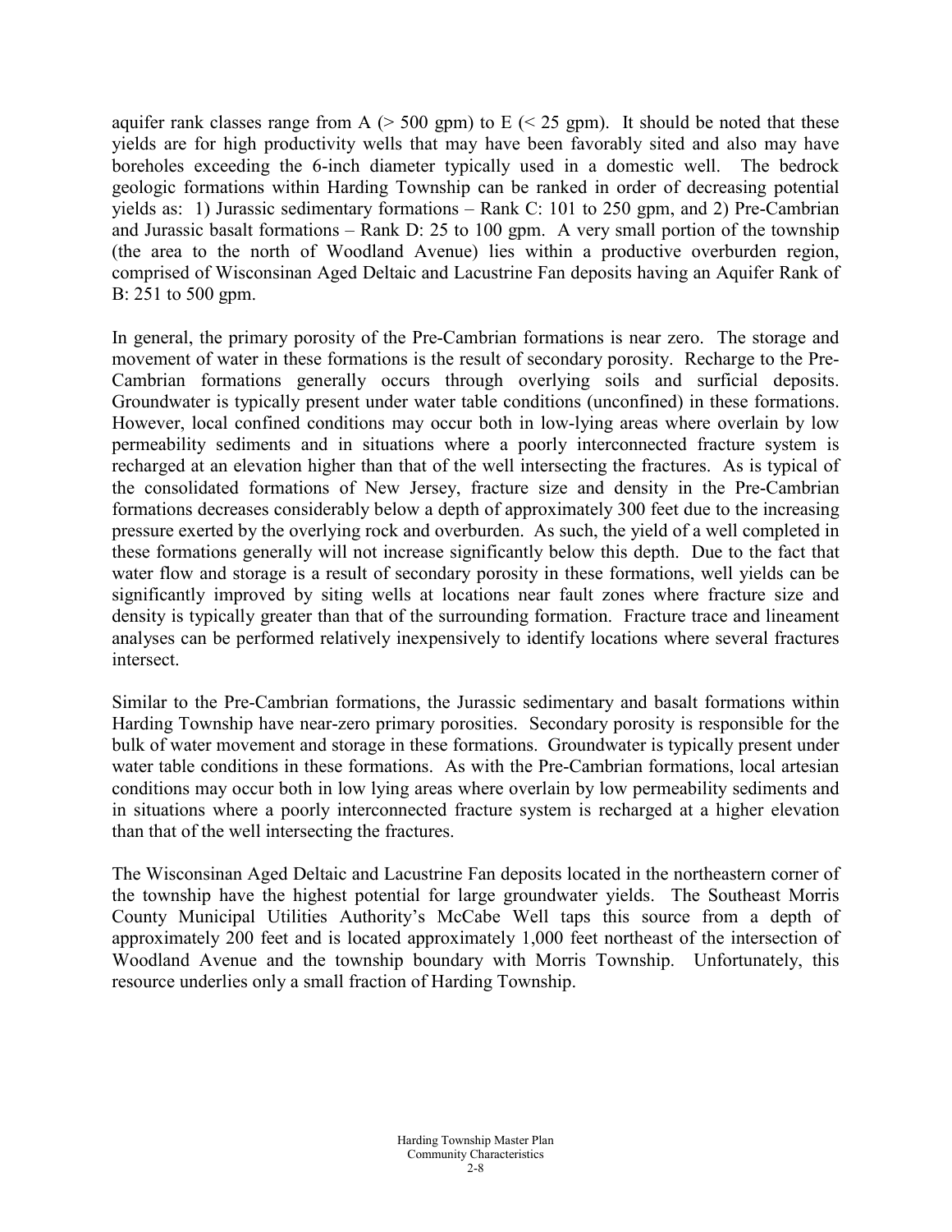aquifer rank classes range from A (> 500 gpm) to E (< 25 gpm). It should be noted that these yields are for high productivity wells that may have been favorably sited and also may have boreholes exceeding the 6-inch diameter typically used in a domestic well. The bedrock geologic formations within Harding Township can be ranked in order of decreasing potential yields as: 1) Jurassic sedimentary formations – Rank C: 101 to 250 gpm, and 2) Pre-Cambrian and Jurassic basalt formations – Rank D: 25 to 100 gpm. A very small portion of the township (the area to the north of Woodland Avenue) lies within a productive overburden region, comprised of Wisconsinan Aged Deltaic and Lacustrine Fan deposits having an Aquifer Rank of B: 251 to 500 gpm.

In general, the primary porosity of the Pre-Cambrian formations is near zero. The storage and movement of water in these formations is the result of secondary porosity. Recharge to the Pre-Cambrian formations generally occurs through overlying soils and surficial deposits. Groundwater is typically present under water table conditions (unconfined) in these formations. However, local confined conditions may occur both in low-lying areas where overlain by low permeability sediments and in situations where a poorly interconnected fracture system is recharged at an elevation higher than that of the well intersecting the fractures. As is typical of the consolidated formations of New Jersey, fracture size and density in the Pre-Cambrian formations decreases considerably below a depth of approximately 300 feet due to the increasing pressure exerted by the overlying rock and overburden. As such, the yield of a well completed in these formations generally will not increase significantly below this depth. Due to the fact that water flow and storage is a result of secondary porosity in these formations, well yields can be significantly improved by siting wells at locations near fault zones where fracture size and density is typically greater than that of the surrounding formation. Fracture trace and lineament analyses can be performed relatively inexpensively to identify locations where several fractures intersect.

Similar to the Pre-Cambrian formations, the Jurassic sedimentary and basalt formations within Harding Township have near-zero primary porosities. Secondary porosity is responsible for the bulk of water movement and storage in these formations. Groundwater is typically present under water table conditions in these formations. As with the Pre-Cambrian formations, local artesian conditions may occur both in low lying areas where overlain by low permeability sediments and in situations where a poorly interconnected fracture system is recharged at a higher elevation than that of the well intersecting the fractures.

The Wisconsinan Aged Deltaic and Lacustrine Fan deposits located in the northeastern corner of the township have the highest potential for large groundwater yields. The Southeast Morris County Municipal Utilities Authority's McCabe Well taps this source from a depth of approximately 200 feet and is located approximately 1,000 feet northeast of the intersection of Woodland Avenue and the township boundary with Morris Township. Unfortunately, this resource underlies only a small fraction of Harding Township.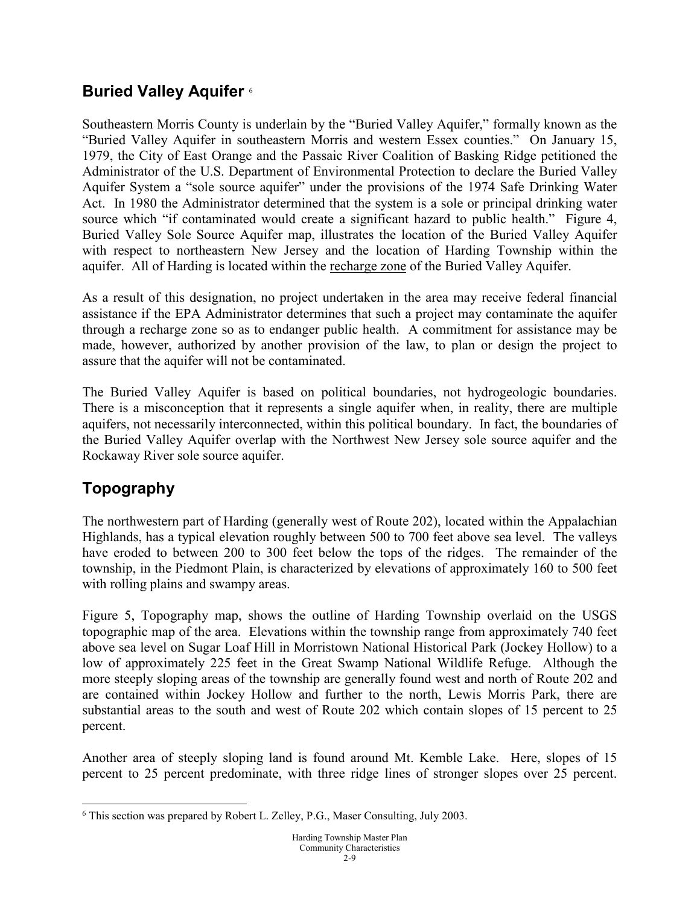## Buried Valley Aquifer [6]

Southeastern Morris County is underlain by the "Buried Valley Aquifer," formally known as the "Buried Valley Aquifer in southeastern Morris and western Essex counties." On January 15, 1979, the City of East Orange and the Passaic River Coalition of Basking Ridge petitioned the Administrator of the U.S. Department of Environmental Protection to declare the Buried Valley Aquifer System a "sole source aquifer" under the provisions of the 1974 Safe Drinking Water Act. In 1980 the Administrator determined that the system is a sole or principal drinking water source which "if contaminated would create a significant hazard to public health." Figure 4, Buried Valley Sole Source Aquifer map, illustrates the location of the Buried Valley Aquifer with respect to northeastern New Jersey and the location of Harding Township within the aquifer. All of Harding is located within the recharge zone of the Buried Valley Aquifer.

As a result of this designation, no project undertaken in the area may receive federal financial assistance if the EPA Administrator determines that such a project may contaminate the aquifer through a recharge zone so as to endanger public health. A commitment for assistance may be made, however, authorized by another provision of the law, to plan or design the project to assure that the aquifer will not be contaminated.

The Buried Valley Aquifer is based on political boundaries, not hydrogeologic boundaries. There is a misconception that it represents a single aquifer when, in reality, there are multiple aquifers, not necessarily interconnected, within this political boundary. In fact, the boundaries of the Buried Valley Aquifer overlap with the Northwest New Jersey sole source aquifer and the Rockaway River sole source aquifer.

## Topography

The northwestern part of Harding (generally west of Route 202), located within the Appalachian Highlands, has a typical elevation roughly between 500 to 700 feet above sea level. The valleys have eroded to between 200 to 300 feet below the tops of the ridges. The remainder of the township, in the Piedmont Plain, is characterized by elevations of approximately 160 to 500 feet with rolling plains and swampy areas.

Figure 5, Topography map, shows the outline of Harding Township overlaid on the USGS topographic map of the area. Elevations within the township range from approximately 740 feet above sea level on Sugar Loaf Hill in Morristown National Historical Park (Jockey Hollow) to a low of approximately 225 feet in the Great Swamp National Wildlife Refuge. Although the more steeply sloping areas of the township are generally found west and north of Route 202 and are contained within Jockey Hollow and further to the north, Lewis Morris Park, there are substantial areas to the south and west of Route 202 which contain slopes of 15 percent to 25 percent.

Another area of steeply sloping land is found around Mt. Kemble Lake. Here, slopes of 15 percent to 25 percent predominate, with three ridge lines of stronger slopes over 25 percent.

[6] This section was prepared by Robert L. Zelley, P.G., Maser Consulting, July 2003.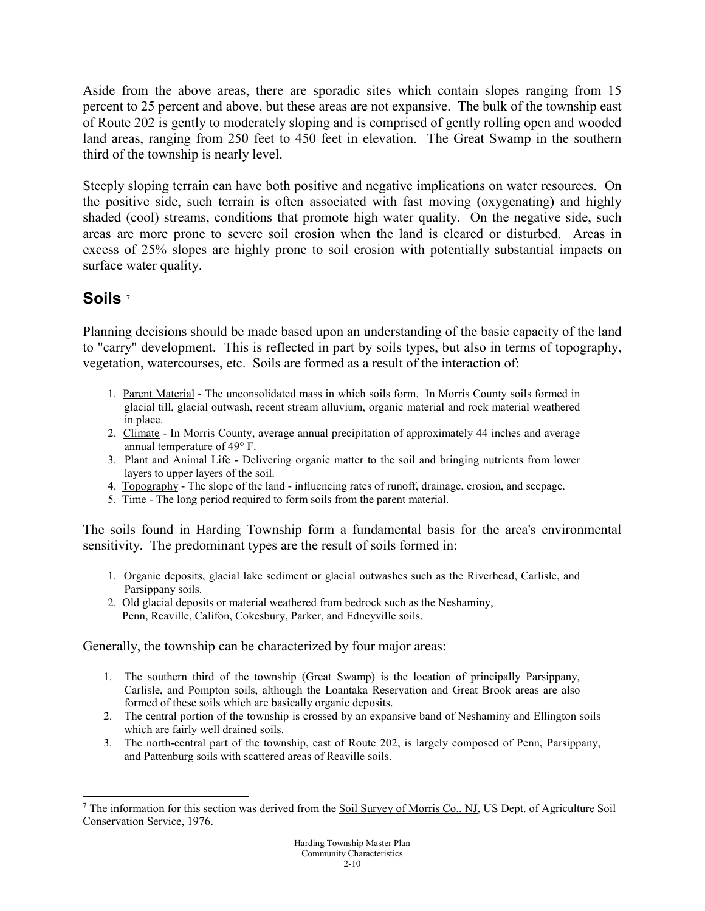Aside from the above areas, there are sporadic sites which contain slopes ranging from 15 percent to 25 percent and above, but these areas are not expansive. The bulk of the township east of Route 202 is gently to moderately sloping and is comprised of gently rolling open and wooded land areas, ranging from 250 feet to 450 feet in elevation. The Great Swamp in the southern third of the township is nearly level.

Steeply sloping terrain can have both positive and negative implications on water resources. On the positive side, such terrain is often associated with fast moving (oxygenating) and highly shaded (cool) streams, conditions that promote high water quality. On the negative side, such areas are more prone to severe soil erosion when the land is cleared or disturbed. Areas in excess of 25% slopes are highly prone to soil erosion with potentially substantial impacts on surface water quality.

## Soils [7]

Planning decisions should be made based upon an understanding of the basic capacity of the land to "carry" development. This is reflected in part by soils types, but also in terms of topography, vegetation, watercourses, etc. Soils are formed as a result of the interaction of:

1. Parent Material - The unconsolidated mass in which soils form. In Morris County soils formed in glacial till, glacial outwash, recent stream alluvium, organic material and rock material weathered in place.
2. Climate - In Morris County, average annual precipitation of approximately 44 inches and average annual temperature of 49° F.
3. Plant and Animal Life - Delivering organic matter to the soil and bringing nutrients from lower layers to upper layers of the soil.
4. Topography - The slope of the land - influencing rates of runoff, drainage, erosion, and seepage.
5. Time - The long period required to form soils from the parent material.

The soils found in Harding Township form a fundamental basis for the area's environmental sensitivity. The predominant types are the result of soils formed in:

1. Organic deposits, glacial lake sediment or glacial outwashes such as the Riverhead, Carlisle, and Parsippany soils.
2. Old glacial deposits or material weathered from bedrock such as the Neshaminy, Penn, Reaville, Califon, Cokesbury, Parker, and Edneyville soils.

Generally, the township can be characterized by four major areas:

1. The southern third of the township (Great Swamp) is the location of principally Parsippany, Carlisle, and Pompton soils, although the Loantaka Reservation and Great Brook areas are also formed of these soils which are basically organic deposits.
2. The central portion of the township is crossed by an expansive band of Neshaminy and Ellington soils which are fairly well drained soils.
3. The north-central part of the township, east of Route 202, is largely composed of Penn, Parsippany, and Pattenburg soils with scattered areas of Reaville soils.

[7] The information for this section was derived from the Soil Survey of Morris Co., NJ, US Dept. of Agriculture Soil Conservation Service, 1976.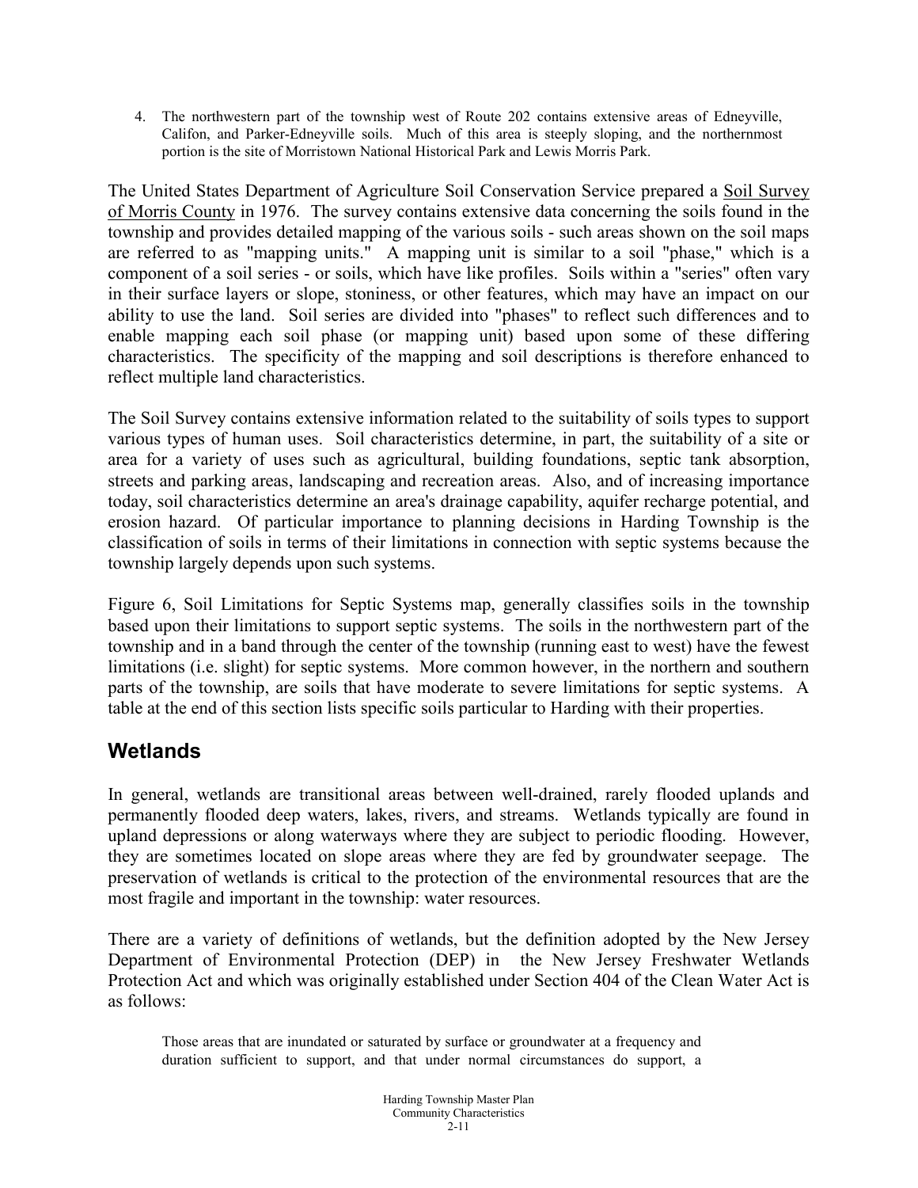4. The northwestern part of the township west of Route 202 contains extensive areas of Edneyville, Califon, and Parker-Edneyville soils. Much of this area is steeply sloping, and the northernmost portion is the site of Morristown National Historical Park and Lewis Morris Park.

The United States Department of Agriculture Soil Conservation Service prepared a Soil Survey of Morris County in 1976. The survey contains extensive data concerning the soils found in the township and provides detailed mapping of the various soils - such areas shown on the soil maps are referred to as "mapping units." A mapping unit is similar to a soil "phase," which is a component of a soil series - or soils, which have like profiles. Soils within a "series" often vary in their surface layers or slope, stoniness, or other features, which may have an impact on our ability to use the land. Soil series are divided into "phases" to reflect such differences and to enable mapping each soil phase (or mapping unit) based upon some of these differing characteristics. The specificity of the mapping and soil descriptions is therefore enhanced to reflect multiple land characteristics.

The Soil Survey contains extensive information related to the suitability of soils types to support various types of human uses. Soil characteristics determine, in part, the suitability of a site or area for a variety of uses such as agricultural, building foundations, septic tank absorption, streets and parking areas, landscaping and recreation areas. Also, and of increasing importance today, soil characteristics determine an area's drainage capability, aquifer recharge potential, and erosion hazard. Of particular importance to planning decisions in Harding Township is the classification of soils in terms of their limitations in connection with septic systems because the township largely depends upon such systems.

Figure 6, Soil Limitations for Septic Systems map, generally classifies soils in the township based upon their limitations to support septic systems. The soils in the northwestern part of the township and in a band through the center of the township (running east to west) have the fewest limitations (i.e. slight) for septic systems. More common however, in the northern and southern parts of the township, are soils that have moderate to severe limitations for septic systems. A table at the end of this section lists specific soils particular to Harding with their properties.

## Wetlands

In general, wetlands are transitional areas between well-drained, rarely flooded uplands and permanently flooded deep waters, lakes, rivers, and streams. Wetlands typically are found in upland depressions or along waterways where they are subject to periodic flooding. However, they are sometimes located on slope areas where they are fed by groundwater seepage. The preservation of wetlands is critical to the protection of the environmental resources that are the most fragile and important in the township: water resources.

There are a variety of definitions of wetlands, but the definition adopted by the New Jersey Department of Environmental Protection (DEP) in the New Jersey Freshwater Wetlands Protection Act and which was originally established under Section 404 of the Clean Water Act is as follows:

> Those areas that are inundated or saturated by surface or groundwater at a frequency and duration sufficient to support, and that under normal circumstances do support, a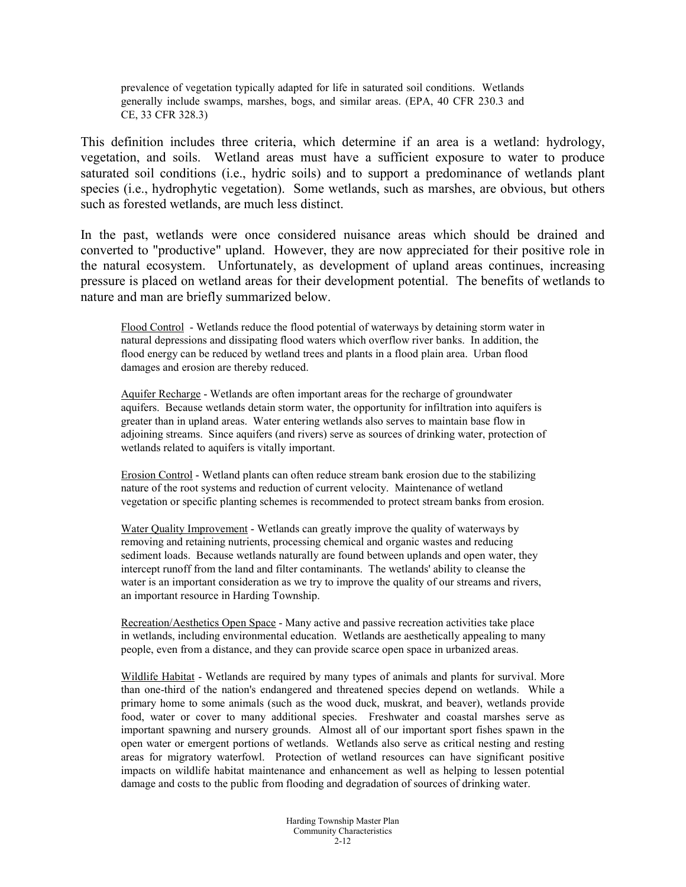> prevalence of vegetation typically adapted for life in saturated soil conditions. Wetlands generally include swamps, marshes, bogs, and similar areas. (EPA, 40 CFR 230.3 and CE, 33 CFR 328.3)

This definition includes three criteria, which determine if an area is a wetland: hydrology, vegetation, and soils. Wetland areas must have a sufficient exposure to water to produce saturated soil conditions (i.e., hydric soils) and to support a predominance of wetlands plant species (i.e., hydrophytic vegetation). Some wetlands, such as marshes, are obvious, but others such as forested wetlands, are much less distinct.

In the past, wetlands were once considered nuisance areas which should be drained and converted to "productive" upland. However, they are now appreciated for their positive role in the natural ecosystem. Unfortunately, as development of upland areas continues, increasing pressure is placed on wetland areas for their development potential. The benefits of wetlands to nature and man are briefly summarized below.

> <u>Flood Control</u> - Wetlands reduce the flood potential of waterways by detaining storm water in natural depressions and dissipating flood waters which overflow river banks. In addition, the flood energy can be reduced by wetland trees and plants in a flood plain area. Urban flood damages and erosion are thereby reduced.
>
> <u>Aquifer Recharge</u> - Wetlands are often important areas for the recharge of groundwater aquifers. Because wetlands detain storm water, the opportunity for infiltration into aquifers is greater than in upland areas. Water entering wetlands also serves to maintain base flow in adjoining streams. Since aquifers (and rivers) serve as sources of drinking water, protection of wetlands related to aquifers is vitally important.
>
> <u>Erosion Control</u> - Wetland plants can often reduce stream bank erosion due to the stabilizing nature of the root systems and reduction of current velocity. Maintenance of wetland vegetation or specific planting schemes is recommended to protect stream banks from erosion.
>
> <u>Water Quality Improvement</u> - Wetlands can greatly improve the quality of waterways by removing and retaining nutrients, processing chemical and organic wastes and reducing sediment loads. Because wetlands naturally are found between uplands and open water, they intercept runoff from the land and filter contaminants. The wetlands' ability to cleanse the water is an important consideration as we try to improve the quality of our streams and rivers, an important resource in Harding Township.
>
> <u>Recreation/Aesthetics Open Space</u> - Many active and passive recreation activities take place in wetlands, including environmental education. Wetlands are aesthetically appealing to many people, even from a distance, and they can provide scarce open space in urbanized areas.
>
> <u>Wildlife Habitat</u> - Wetlands are required by many types of animals and plants for survival. More than one-third of the nation's endangered and threatened species depend on wetlands. While a primary home to some animals (such as the wood duck, muskrat, and beaver), wetlands provide food, water or cover to many additional species. Freshwater and coastal marshes serve as important spawning and nursery grounds. Almost all of our important sport fishes spawn in the open water or emergent portions of wetlands. Wetlands also serve as critical nesting and resting areas for migratory waterfowl. Protection of wetland resources can have significant positive impacts on wildlife habitat maintenance and enhancement as well as helping to lessen potential damage and costs to the public from flooding and degradation of sources of drinking water.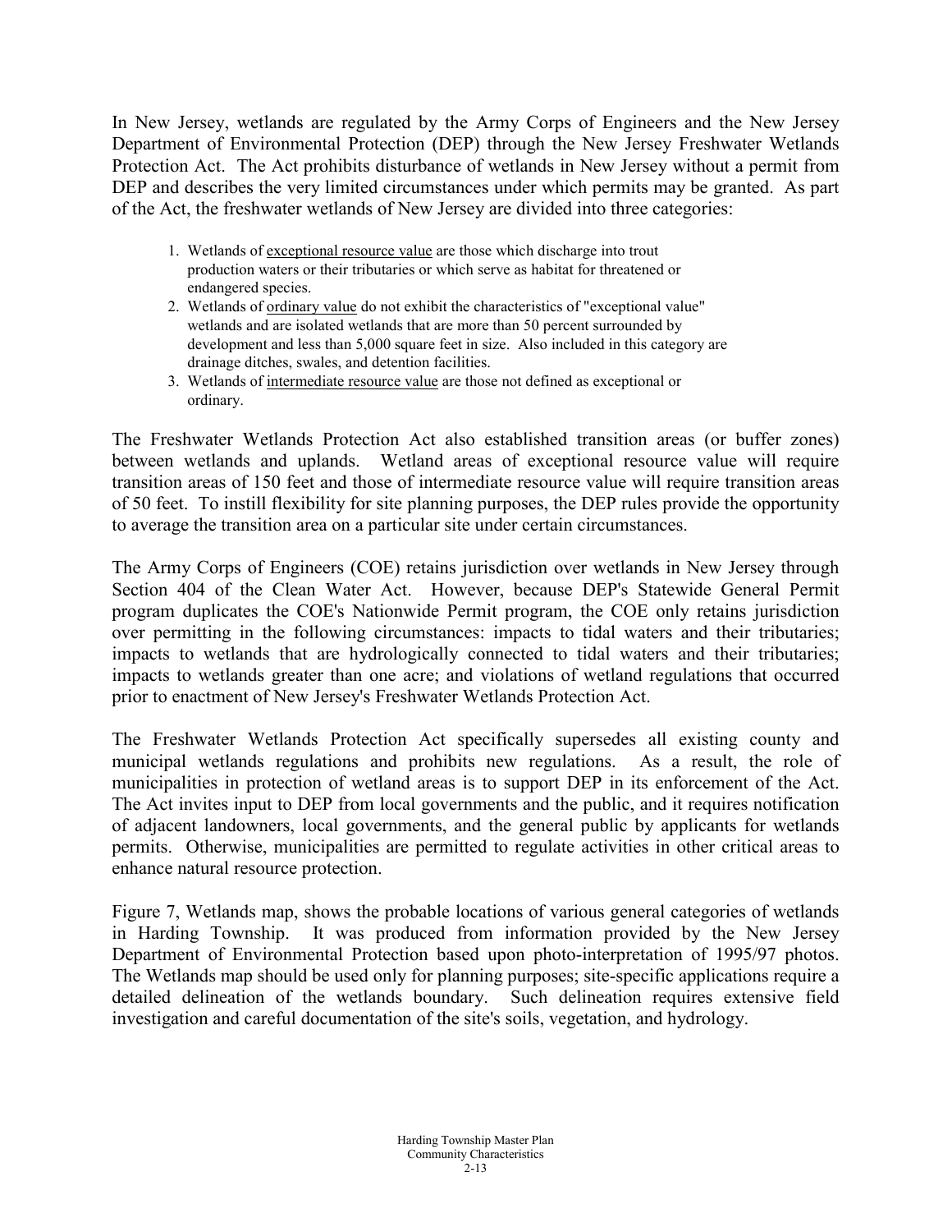In New Jersey, wetlands are regulated by the Army Corps of Engineers and the New Jersey Department of Environmental Protection (DEP) through the New Jersey Freshwater Wetlands Protection Act. The Act prohibits disturbance of wetlands in New Jersey without a permit from DEP and describes the very limited circumstances under which permits may be granted. As part of the Act, the freshwater wetlands of New Jersey are divided into three categories:

1. Wetlands of <u>exceptional resource value</u> are those which discharge into trout production waters or their tributaries or which serve as habitat for threatened or endangered species.
2. Wetlands of <u>ordinary value</u> do not exhibit the characteristics of "exceptional value" wetlands and are isolated wetlands that are more than 50 percent surrounded by development and less than 5,000 square feet in size. Also included in this category are drainage ditches, swales, and detention facilities.
3. Wetlands of <u>intermediate resource value</u> are those not defined as exceptional or ordinary.

The Freshwater Wetlands Protection Act also established transition areas (or buffer zones) between wetlands and uplands. Wetland areas of exceptional resource value will require transition areas of 150 feet and those of intermediate resource value will require transition areas of 50 feet. To instill flexibility for site planning purposes, the DEP rules provide the opportunity to average the transition area on a particular site under certain circumstances.

The Army Corps of Engineers (COE) retains jurisdiction over wetlands in New Jersey through Section 404 of the Clean Water Act. However, because DEP's Statewide General Permit program duplicates the COE's Nationwide Permit program, the COE only retains jurisdiction over permitting in the following circumstances: impacts to tidal waters and their tributaries; impacts to wetlands that are hydrologically connected to tidal waters and their tributaries; impacts to wetlands greater than one acre; and violations of wetland regulations that occurred prior to enactment of New Jersey's Freshwater Wetlands Protection Act.

The Freshwater Wetlands Protection Act specifically supersedes all existing county and municipal wetlands regulations and prohibits new regulations. As a result, the role of municipalities in protection of wetland areas is to support DEP in its enforcement of the Act. The Act invites input to DEP from local governments and the public, and it requires notification of adjacent landowners, local governments, and the general public by applicants for wetlands permits. Otherwise, municipalities are permitted to regulate activities in other critical areas to enhance natural resource protection.

Figure 7, Wetlands map, shows the probable locations of various general categories of wetlands in Harding Township. It was produced from information provided by the New Jersey Department of Environmental Protection based upon photo-interpretation of 1995/97 photos. The Wetlands map should be used only for planning purposes; site-specific applications require a detailed delineation of the wetlands boundary. Such delineation requires extensive field investigation and careful documentation of the site's soils, vegetation, and hydrology.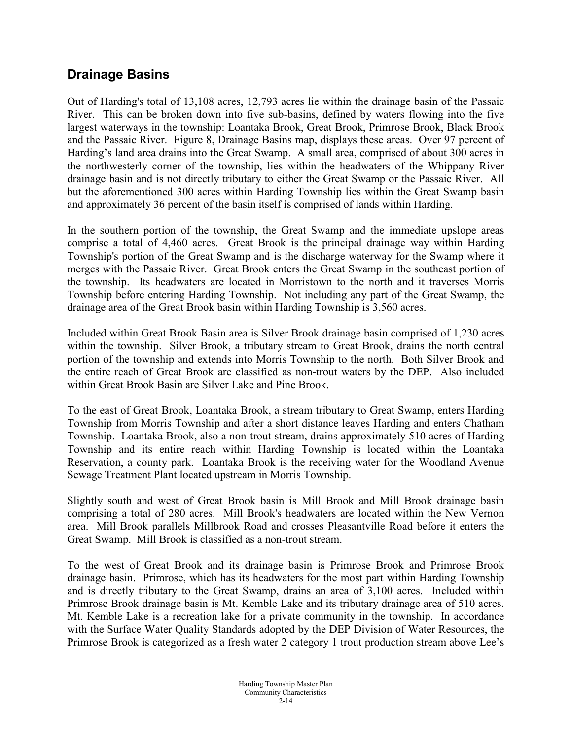## Drainage Basins

Out of Harding's total of 13,108 acres, 12,793 acres lie within the drainage basin of the Passaic River. This can be broken down into five sub-basins, defined by waters flowing into the five largest waterways in the township: Loantaka Brook, Great Brook, Primrose Brook, Black Brook and the Passaic River. Figure 8, Drainage Basins map, displays these areas. Over 97 percent of Harding's land area drains into the Great Swamp. A small area, comprised of about 300 acres in the northwesterly corner of the township, lies within the headwaters of the Whippany River drainage basin and is not directly tributary to either the Great Swamp or the Passaic River. All but the aforementioned 300 acres within Harding Township lies within the Great Swamp basin and approximately 36 percent of the basin itself is comprised of lands within Harding.

In the southern portion of the township, the Great Swamp and the immediate upslope areas comprise a total of 4,460 acres. Great Brook is the principal drainage way within Harding Township's portion of the Great Swamp and is the discharge waterway for the Swamp where it merges with the Passaic River. Great Brook enters the Great Swamp in the southeast portion of the township. Its headwaters are located in Morristown to the north and it traverses Morris Township before entering Harding Township. Not including any part of the Great Swamp, the drainage area of the Great Brook basin within Harding Township is 3,560 acres.

Included within Great Brook Basin area is Silver Brook drainage basin comprised of 1,230 acres within the township. Silver Brook, a tributary stream to Great Brook, drains the north central portion of the township and extends into Morris Township to the north. Both Silver Brook and the entire reach of Great Brook are classified as non-trout waters by the DEP. Also included within Great Brook Basin are Silver Lake and Pine Brook.

To the east of Great Brook, Loantaka Brook, a stream tributary to Great Swamp, enters Harding Township from Morris Township and after a short distance leaves Harding and enters Chatham Township. Loantaka Brook, also a non-trout stream, drains approximately 510 acres of Harding Township and its entire reach within Harding Township is located within the Loantaka Reservation, a county park. Loantaka Brook is the receiving water for the Woodland Avenue Sewage Treatment Plant located upstream in Morris Township.

Slightly south and west of Great Brook basin is Mill Brook and Mill Brook drainage basin comprising a total of 280 acres. Mill Brook's headwaters are located within the New Vernon area. Mill Brook parallels Millbrook Road and crosses Pleasantville Road before it enters the Great Swamp. Mill Brook is classified as a non-trout stream.

To the west of Great Brook and its drainage basin is Primrose Brook and Primrose Brook drainage basin. Primrose, which has its headwaters for the most part within Harding Township and is directly tributary to the Great Swamp, drains an area of 3,100 acres. Included within Primrose Brook drainage basin is Mt. Kemble Lake and its tributary drainage area of 510 acres. Mt. Kemble Lake is a recreation lake for a private community in the township. In accordance with the Surface Water Quality Standards adopted by the DEP Division of Water Resources, the Primrose Brook is categorized as a fresh water 2 category 1 trout production stream above Lee's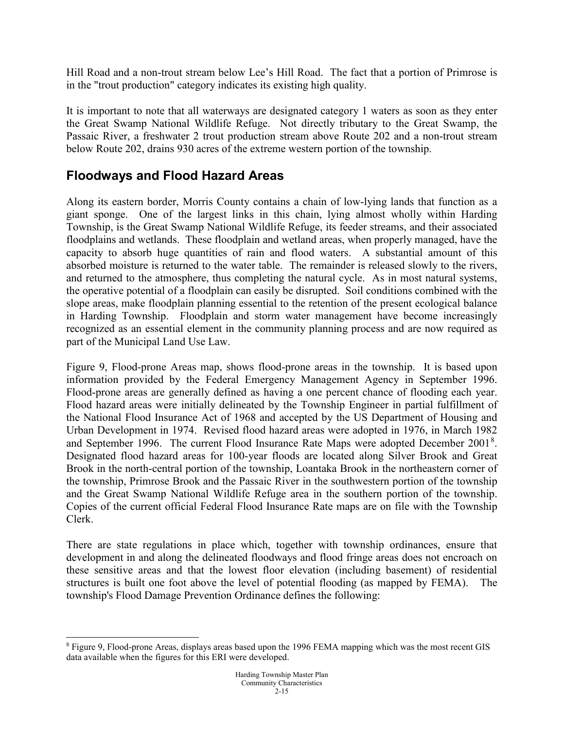Hill Road and a non-trout stream below Lee's Hill Road. The fact that a portion of Primrose is in the "trout production" category indicates its existing high quality.

It is important to note that all waterways are designated category 1 waters as soon as they enter the Great Swamp National Wildlife Refuge. Not directly tributary to the Great Swamp, the Passaic River, a freshwater 2 trout production stream above Route 202 and a non-trout stream below Route 202, drains 930 acres of the extreme western portion of the township.

## Floodways and Flood Hazard Areas

Along its eastern border, Morris County contains a chain of low-lying lands that function as a giant sponge. One of the largest links in this chain, lying almost wholly within Harding Township, is the Great Swamp National Wildlife Refuge, its feeder streams, and their associated floodplains and wetlands. These floodplain and wetland areas, when properly managed, have the capacity to absorb huge quantities of rain and flood waters. A substantial amount of this absorbed moisture is returned to the water table. The remainder is released slowly to the rivers, and returned to the atmosphere, thus completing the natural cycle. As in most natural systems, the operative potential of a floodplain can easily be disrupted. Soil conditions combined with the slope areas, make floodplain planning essential to the retention of the present ecological balance in Harding Township. Floodplain and storm water management have become increasingly recognized as an essential element in the community planning process and are now required as part of the Municipal Land Use Law.

Figure 9, Flood-prone Areas map, shows flood-prone areas in the township. It is based upon information provided by the Federal Emergency Management Agency in September 1996. Flood-prone areas are generally defined as having a one percent chance of flooding each year. Flood hazard areas were initially delineated by the Township Engineer in partial fulfillment of the National Flood Insurance Act of 1968 and accepted by the US Department of Housing and Urban Development in 1974. Revised flood hazard areas were adopted in 1976, in March 1982 and September 1996. The current Flood Insurance Rate Maps were adopted December 2001[8]. Designated flood hazard areas for 100-year floods are located along Silver Brook and Great Brook in the north-central portion of the township, Loantaka Brook in the northeastern corner of the township, Primrose Brook and the Passaic River in the southwestern portion of the township and the Great Swamp National Wildlife Refuge area in the southern portion of the township. Copies of the current official Federal Flood Insurance Rate maps are on file with the Township Clerk.

There are state regulations in place which, together with township ordinances, ensure that development in and along the delineated floodways and flood fringe areas does not encroach on these sensitive areas and that the lowest floor elevation (including basement) of residential structures is built one foot above the level of potential flooding (as mapped by FEMA). The township's Flood Damage Prevention Ordinance defines the following:

[8] Figure 9, Flood-prone Areas, displays areas based upon the 1996 FEMA mapping which was the most recent GIS data available when the figures for this ERI were developed.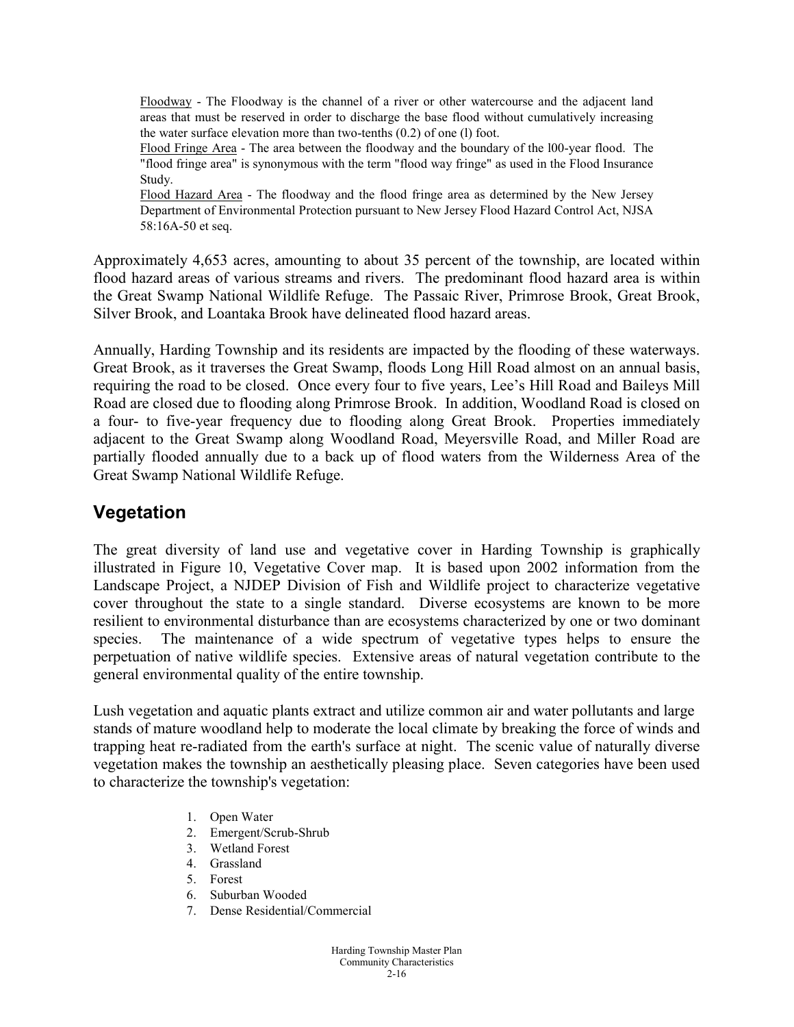Floodway - The Floodway is the channel of a river or other watercourse and the adjacent land areas that must be reserved in order to discharge the base flood without cumulatively increasing the water surface elevation more than two-tenths (0.2) of one (l) foot.

Flood Fringe Area - The area between the floodway and the boundary of the l00-year flood. The "flood fringe area" is synonymous with the term "flood way fringe" as used in the Flood Insurance Study.

Flood Hazard Area - The floodway and the flood fringe area as determined by the New Jersey Department of Environmental Protection pursuant to New Jersey Flood Hazard Control Act, NJSA 58:16A-50 et seq.

Approximately 4,653 acres, amounting to about 35 percent of the township, are located within flood hazard areas of various streams and rivers. The predominant flood hazard area is within the Great Swamp National Wildlife Refuge. The Passaic River, Primrose Brook, Great Brook, Silver Brook, and Loantaka Brook have delineated flood hazard areas.

Annually, Harding Township and its residents are impacted by the flooding of these waterways. Great Brook, as it traverses the Great Swamp, floods Long Hill Road almost on an annual basis, requiring the road to be closed. Once every four to five years, Lee's Hill Road and Baileys Mill Road are closed due to flooding along Primrose Brook. In addition, Woodland Road is closed on a four- to five-year frequency due to flooding along Great Brook. Properties immediately adjacent to the Great Swamp along Woodland Road, Meyersville Road, and Miller Road are partially flooded annually due to a back up of flood waters from the Wilderness Area of the Great Swamp National Wildlife Refuge.

## Vegetation

The great diversity of land use and vegetative cover in Harding Township is graphically illustrated in Figure 10, Vegetative Cover map. It is based upon 2002 information from the Landscape Project, a NJDEP Division of Fish and Wildlife project to characterize vegetative cover throughout the state to a single standard. Diverse ecosystems are known to be more resilient to environmental disturbance than are ecosystems characterized by one or two dominant species. The maintenance of a wide spectrum of vegetative types helps to ensure the perpetuation of native wildlife species. Extensive areas of natural vegetation contribute to the general environmental quality of the entire township.

Lush vegetation and aquatic plants extract and utilize common air and water pollutants and large stands of mature woodland help to moderate the local climate by breaking the force of winds and trapping heat re-radiated from the earth's surface at night. The scenic value of naturally diverse vegetation makes the township an aesthetically pleasing place. Seven categories have been used to characterize the township's vegetation:

1. Open Water
2. Emergent/Scrub-Shrub
3. Wetland Forest
4. Grassland
5. Forest
6. Suburban Wooded
7. Dense Residential/Commercial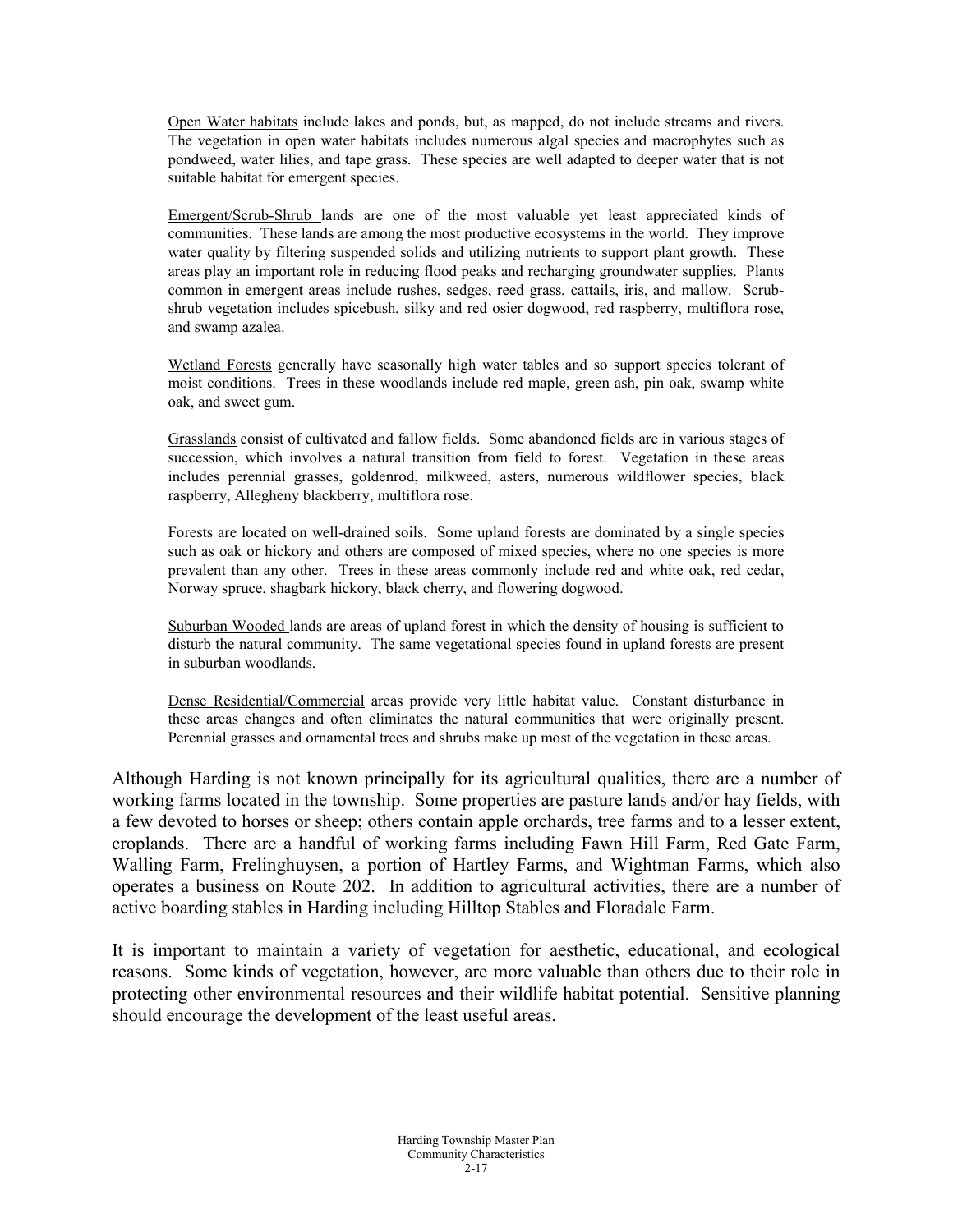Open Water habitats include lakes and ponds, but, as mapped, do not include streams and rivers. The vegetation in open water habitats includes numerous algal species and macrophytes such as pondweed, water lilies, and tape grass. These species are well adapted to deeper water that is not suitable habitat for emergent species.

Emergent/Scrub-Shrub lands are one of the most valuable yet least appreciated kinds of communities. These lands are among the most productive ecosystems in the world. They improve water quality by filtering suspended solids and utilizing nutrients to support plant growth. These areas play an important role in reducing flood peaks and recharging groundwater supplies. Plants common in emergent areas include rushes, sedges, reed grass, cattails, iris, and mallow. Scrub-shrub vegetation includes spicebush, silky and red osier dogwood, red raspberry, multiflora rose, and swamp azalea.

Wetland Forests generally have seasonally high water tables and so support species tolerant of moist conditions. Trees in these woodlands include red maple, green ash, pin oak, swamp white oak, and sweet gum.

Grasslands consist of cultivated and fallow fields. Some abandoned fields are in various stages of succession, which involves a natural transition from field to forest. Vegetation in these areas includes perennial grasses, goldenrod, milkweed, asters, numerous wildflower species, black raspberry, Allegheny blackberry, multiflora rose.

Forests are located on well-drained soils. Some upland forests are dominated by a single species such as oak or hickory and others are composed of mixed species, where no one species is more prevalent than any other. Trees in these areas commonly include red and white oak, red cedar, Norway spruce, shagbark hickory, black cherry, and flowering dogwood.

Suburban Wooded lands are areas of upland forest in which the density of housing is sufficient to disturb the natural community. The same vegetational species found in upland forests are present in suburban woodlands.

Dense Residential/Commercial areas provide very little habitat value. Constant disturbance in these areas changes and often eliminates the natural communities that were originally present. Perennial grasses and ornamental trees and shrubs make up most of the vegetation in these areas.

Although Harding is not known principally for its agricultural qualities, there are a number of working farms located in the township. Some properties are pasture lands and/or hay fields, with a few devoted to horses or sheep; others contain apple orchards, tree farms and to a lesser extent, croplands. There are a handful of working farms including Fawn Hill Farm, Red Gate Farm, Walling Farm, Frelinghuysen, a portion of Hartley Farms, and Wightman Farms, which also operates a business on Route 202. In addition to agricultural activities, there are a number of active boarding stables in Harding including Hilltop Stables and Floradale Farm.

It is important to maintain a variety of vegetation for aesthetic, educational, and ecological reasons. Some kinds of vegetation, however, are more valuable than others due to their role in protecting other environmental resources and their wildlife habitat potential. Sensitive planning should encourage the development of the least useful areas.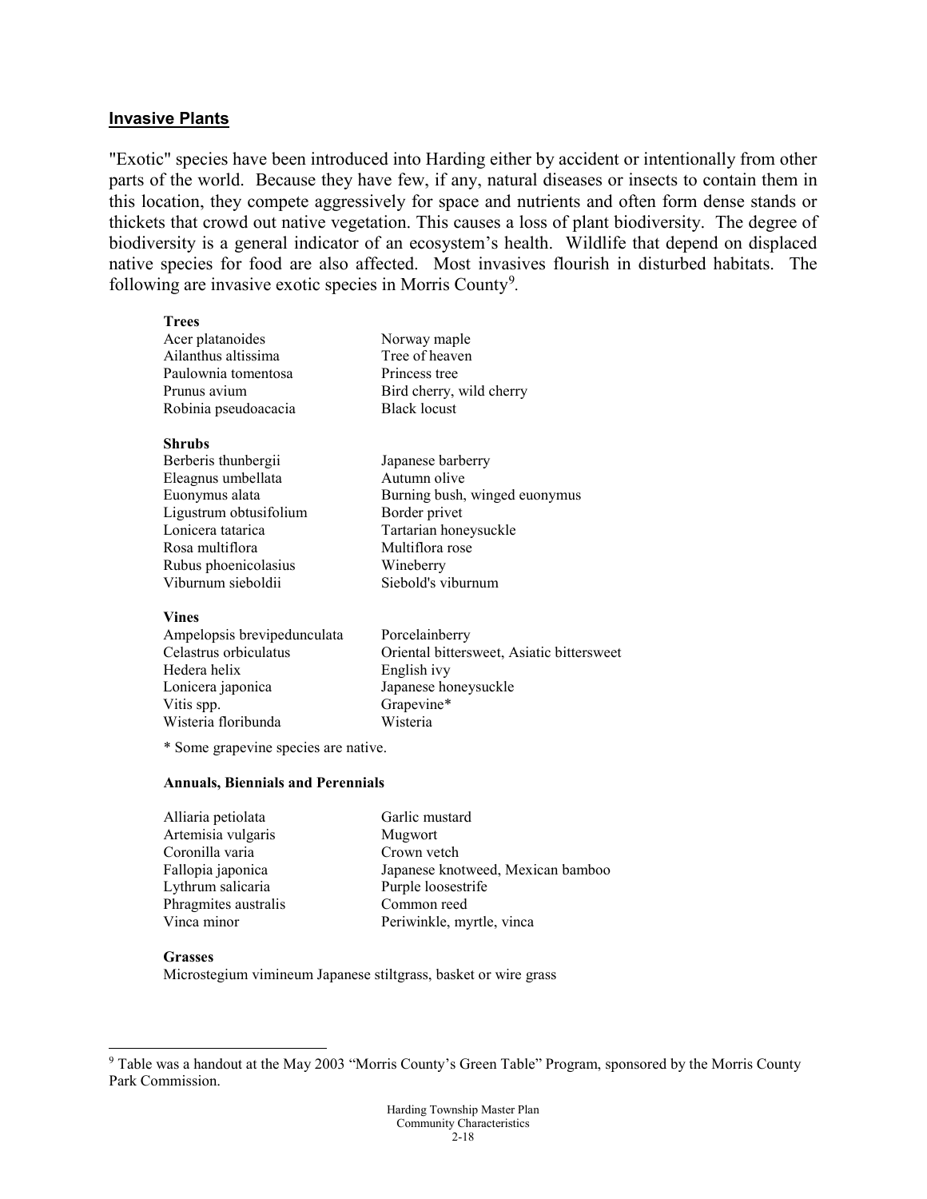## Invasive Plants

"Exotic" species have been introduced into Harding either by accident or intentionally from other parts of the world. Because they have few, if any, natural diseases or insects to contain them in this location, they compete aggressively for space and nutrients and often form dense stands or thickets that crowd out native vegetation. This causes a loss of plant biodiversity. The degree of biodiversity is a general indicator of an ecosystem's health. Wildlife that depend on displaced native species for food are also affected. Most invasives flourish in disturbed habitats. The following are invasive exotic species in Morris County[9].

**Trees**

| | |
|---|---|
| Acer platanoides | Norway maple |
| Ailanthus altissima | Tree of heaven |
| Paulownia tomentosa | Princess tree |
| Prunus avium | Bird cherry, wild cherry |
| Robinia pseudoacacia | Black locust |

**Shrubs**

| | |
|---|---|
| Berberis thunbergii | Japanese barberry |
| Eleagnus umbellata | Autumn olive |
| Euonymus alata | Burning bush, winged euonymus |
| Ligustrum obtusifolium | Border privet |
| Lonicera tatarica | Tartarian honeysuckle |
| Rosa multiflora | Multiflora rose |
| Rubus phoenicolasius | Wineberry |
| Viburnum sieboldii | Siebold's viburnum |

**Vines**

| | |
|---|---|
| Ampelopsis brevipedunculata | Porcelainberry |
| Celastrus orbiculatus | Oriental bittersweet, Asiatic bittersweet |
| Hedera helix | English ivy |
| Lonicera japonica | Japanese honeysuckle |
| Vitis spp. | Grapevine* |
| Wisteria floribunda | Wisteria |

* Some grapevine species are native.

**Annuals, Biennials and Perennials**

| | |
|---|---|
| Alliaria petiolata | Garlic mustard |
| Artemisia vulgaris | Mugwort |
| Coronilla varia | Crown vetch |
| Fallopia japonica | Japanese knotweed, Mexican bamboo |
| Lythrum salicaria | Purple loosestrife |
| Phragmites australis | Common reed |
| Vinca minor | Periwinkle, myrtle, vinca |

**Grasses**

Microstegium vimineum Japanese stiltgrass, basket or wire grass

[9] Table was a handout at the May 2003 "Morris County's Green Table" Program, sponsored by the Morris County Park Commission.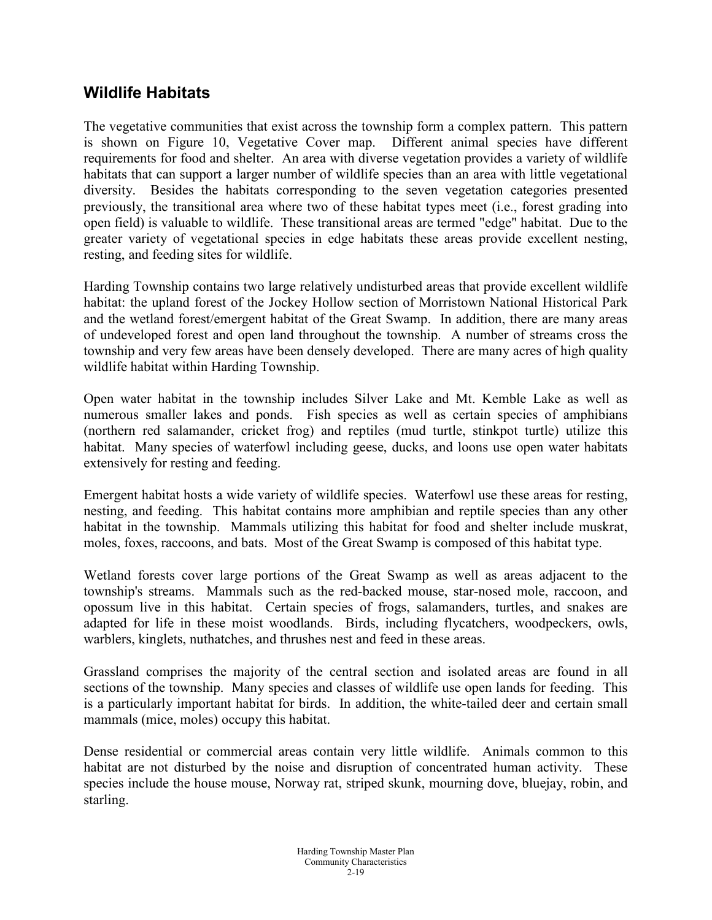## Wildlife Habitats

The vegetative communities that exist across the township form a complex pattern. This pattern is shown on Figure 10, Vegetative Cover map. Different animal species have different requirements for food and shelter. An area with diverse vegetation provides a variety of wildlife habitats that can support a larger number of wildlife species than an area with little vegetational diversity. Besides the habitats corresponding to the seven vegetation categories presented previously, the transitional area where two of these habitat types meet (i.e., forest grading into open field) is valuable to wildlife. These transitional areas are termed "edge" habitat. Due to the greater variety of vegetational species in edge habitats these areas provide excellent nesting, resting, and feeding sites for wildlife.

Harding Township contains two large relatively undisturbed areas that provide excellent wildlife habitat: the upland forest of the Jockey Hollow section of Morristown National Historical Park and the wetland forest/emergent habitat of the Great Swamp. In addition, there are many areas of undeveloped forest and open land throughout the township. A number of streams cross the township and very few areas have been densely developed. There are many acres of high quality wildlife habitat within Harding Township.

Open water habitat in the township includes Silver Lake and Mt. Kemble Lake as well as numerous smaller lakes and ponds. Fish species as well as certain species of amphibians (northern red salamander, cricket frog) and reptiles (mud turtle, stinkpot turtle) utilize this habitat. Many species of waterfowl including geese, ducks, and loons use open water habitats extensively for resting and feeding.

Emergent habitat hosts a wide variety of wildlife species. Waterfowl use these areas for resting, nesting, and feeding. This habitat contains more amphibian and reptile species than any other habitat in the township. Mammals utilizing this habitat for food and shelter include muskrat, moles, foxes, raccoons, and bats. Most of the Great Swamp is composed of this habitat type.

Wetland forests cover large portions of the Great Swamp as well as areas adjacent to the township's streams. Mammals such as the red-backed mouse, star-nosed mole, raccoon, and opossum live in this habitat. Certain species of frogs, salamanders, turtles, and snakes are adapted for life in these moist woodlands. Birds, including flycatchers, woodpeckers, owls, warblers, kinglets, nuthatches, and thrushes nest and feed in these areas.

Grassland comprises the majority of the central section and isolated areas are found in all sections of the township. Many species and classes of wildlife use open lands for feeding. This is a particularly important habitat for birds. In addition, the white-tailed deer and certain small mammals (mice, moles) occupy this habitat.

Dense residential or commercial areas contain very little wildlife. Animals common to this habitat are not disturbed by the noise and disruption of concentrated human activity. These species include the house mouse, Norway rat, striped skunk, mourning dove, bluejay, robin, and starling.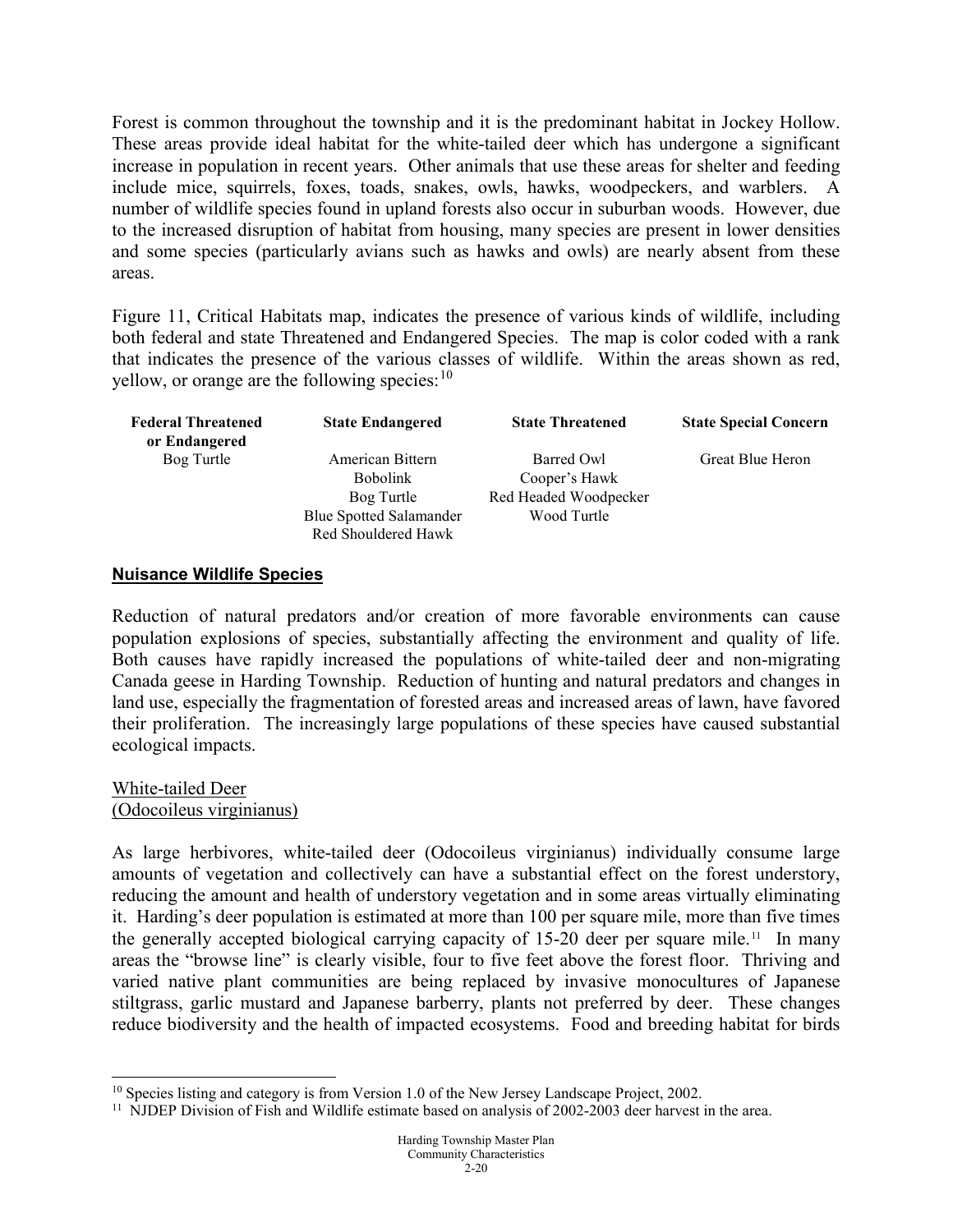Forest is common throughout the township and it is the predominant habitat in Jockey Hollow. These areas provide ideal habitat for the white-tailed deer which has undergone a significant increase in population in recent years. Other animals that use these areas for shelter and feeding include mice, squirrels, foxes, toads, snakes, owls, hawks, woodpeckers, and warblers. A number of wildlife species found in upland forests also occur in suburban woods. However, due to the increased disruption of habitat from housing, many species are present in lower densities and some species (particularly avians such as hawks and owls) are nearly absent from these areas.

Figure 11, Critical Habitats map, indicates the presence of various kinds of wildlife, including both federal and state Threatened and Endangered Species. The map is color coded with a rank that indicates the presence of the various classes of wildlife. Within the areas shown as red, yellow, or orange are the following species:[10]

| Federal Threatened or Endangered | State Endangered | State Threatened | State Special Concern |
|---|---|---|---|
| Bog Turtle | American Bittern | Barred Owl | Great Blue Heron |
| | Bobolink | Cooper's Hawk | |
| | Bog Turtle | Red Headed Woodpecker | |
| | Blue Spotted Salamander | Wood Turtle | |
| | Red Shouldered Hawk | | |

## Nuisance Wildlife Species

Reduction of natural predators and/or creation of more favorable environments can cause population explosions of species, substantially affecting the environment and quality of life. Both causes have rapidly increased the populations of white-tailed deer and non-migrating Canada geese in Harding Township. Reduction of hunting and natural predators and changes in land use, especially the fragmentation of forested areas and increased areas of lawn, have favored their proliferation. The increasingly large populations of these species have caused substantial ecological impacts.

### White-tailed Deer (Odocoileus virginianus)

As large herbivores, white-tailed deer (Odocoileus virginianus) individually consume large amounts of vegetation and collectively can have a substantial effect on the forest understory, reducing the amount and health of understory vegetation and in some areas virtually eliminating it. Harding's deer population is estimated at more than 100 per square mile, more than five times the generally accepted biological carrying capacity of 15-20 deer per square mile.[11] In many areas the "browse line" is clearly visible, four to five feet above the forest floor. Thriving and varied native plant communities are being replaced by invasive monocultures of Japanese stiltgrass, garlic mustard and Japanese barberry, plants not preferred by deer. These changes reduce biodiversity and the health of impacted ecosystems. Food and breeding habitat for birds

[10] Species listing and category is from Version 1.0 of the New Jersey Landscape Project, 2002.

[11] NJDEP Division of Fish and Wildlife estimate based on analysis of 2002-2003 deer harvest in the area.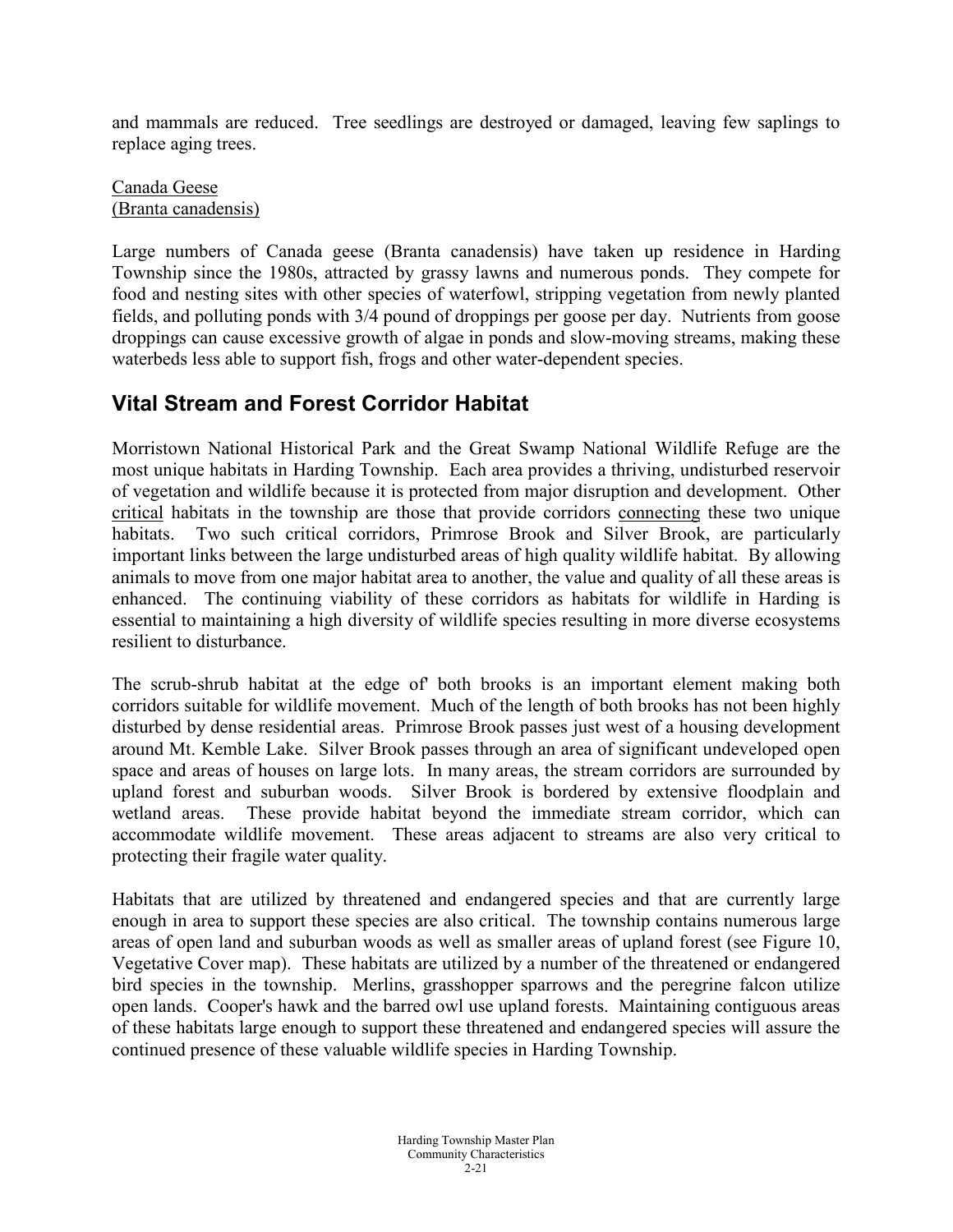and mammals are reduced. Tree seedlings are destroyed or damaged, leaving few saplings to replace aging trees.

<u>Canada Geese</u>
<u>(Branta canadensis)</u>

Large numbers of Canada geese (Branta canadensis) have taken up residence in Harding Township since the 1980s, attracted by grassy lawns and numerous ponds. They compete for food and nesting sites with other species of waterfowl, stripping vegetation from newly planted fields, and polluting ponds with 3/4 pound of droppings per goose per day. Nutrients from goose droppings can cause excessive growth of algae in ponds and slow-moving streams, making these waterbeds less able to support fish, frogs and other water-dependent species.

## Vital Stream and Forest Corridor Habitat

Morristown National Historical Park and the Great Swamp National Wildlife Refuge are the most unique habitats in Harding Township. Each area provides a thriving, undisturbed reservoir of vegetation and wildlife because it is protected from major disruption and development. Other <u>critical</u> habitats in the township are those that provide corridors <u>connecting</u> these two unique habitats. Two such critical corridors, Primrose Brook and Silver Brook, are particularly important links between the large undisturbed areas of high quality wildlife habitat. By allowing animals to move from one major habitat area to another, the value and quality of all these areas is enhanced. The continuing viability of these corridors as habitats for wildlife in Harding is essential to maintaining a high diversity of wildlife species resulting in more diverse ecosystems resilient to disturbance.

The scrub-shrub habitat at the edge of' both brooks is an important element making both corridors suitable for wildlife movement. Much of the length of both brooks has not been highly disturbed by dense residential areas. Primrose Brook passes just west of a housing development around Mt. Kemble Lake. Silver Brook passes through an area of significant undeveloped open space and areas of houses on large lots. In many areas, the stream corridors are surrounded by upland forest and suburban woods. Silver Brook is bordered by extensive floodplain and wetland areas. These provide habitat beyond the immediate stream corridor, which can accommodate wildlife movement. These areas adjacent to streams are also very critical to protecting their fragile water quality.

Habitats that are utilized by threatened and endangered species and that are currently large enough in area to support these species are also critical. The township contains numerous large areas of open land and suburban woods as well as smaller areas of upland forest (see Figure 10, Vegetative Cover map). These habitats are utilized by a number of the threatened or endangered bird species in the township. Merlins, grasshopper sparrows and the peregrine falcon utilize open lands. Cooper's hawk and the barred owl use upland forests. Maintaining contiguous areas of these habitats large enough to support these threatened and endangered species will assure the continued presence of these valuable wildlife species in Harding Township.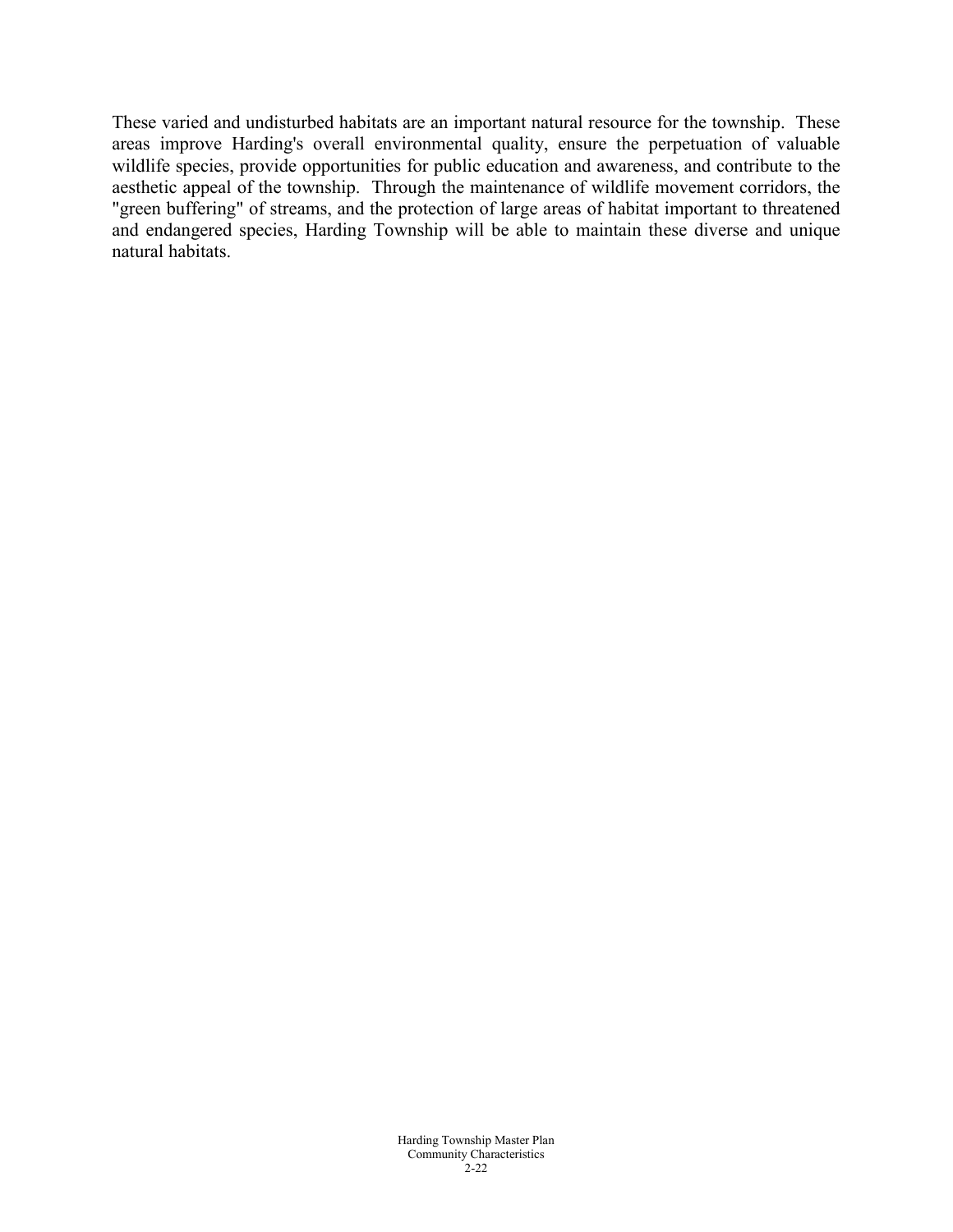These varied and undisturbed habitats are an important natural resource for the township. These areas improve Harding's overall environmental quality, ensure the perpetuation of valuable wildlife species, provide opportunities for public education and awareness, and contribute to the aesthetic appeal of the township. Through the maintenance of wildlife movement corridors, the "green buffering" of streams, and the protection of large areas of habitat important to threatened and endangered species, Harding Township will be able to maintain these diverse and unique natural habitats.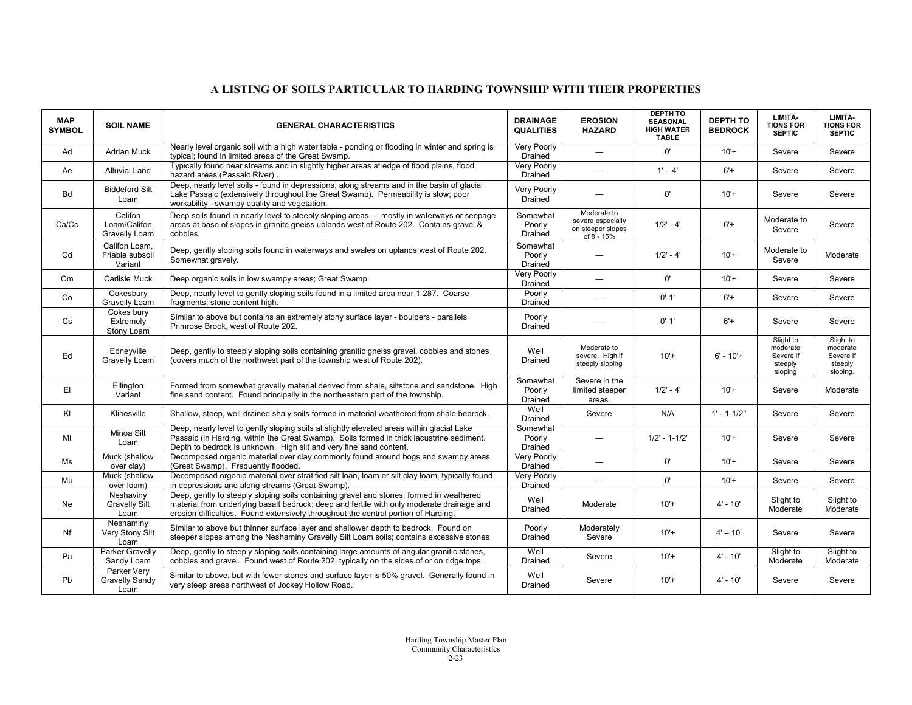# A LISTING OF SOILS PARTICULAR TO HARDING TOWNSHIP WITH THEIR PROPERTIES

| MAP SYMBOL | SOIL NAME | GENERAL CHARACTERISTICS | DRAINAGE QUALITIES | EROSION HAZARD | DEPTH TO SEASONAL HIGH WATER TABLE | DEPTH TO BEDROCK | LIMITA-TIONS FOR SEPTIC | LIMITA-TIONS FOR SEPTIC |
|---|---|---|---|---|---|---|---|---|
| Ad | Adrian Muck | Nearly level organic soil with a high water table - ponding or flooding in winter and spring is typical; found in limited areas of the Great Swamp. | Very Poorly Drained | — | 0' | 10'+ | Severe | Severe |
| Ae | Alluvial Land | Typically found near streams and in slightly higher areas at edge of flood plains, flood hazard areas (Passaic River) . | Very Poorly Drained | — | 1' – 4' | 6'+ | Severe | Severe |
| Bd | Biddeford Silt Loam | Deep, nearly level soils - found in depressions, along streams and in the basin of glacial Lake Passaic (extensively throughout the Great Swamp). Permeability is slow; poor workability - swampy quality and vegetation. | Very Poorly Drained | — | 0' | 10'+ | Severe | Severe |
| Ca/Cc | Califon Loam/Califon Gravelly Loam | Deep soils found in nearly level to steeply sloping areas — mostly in waterways or seepage areas at base of slopes in granite gneiss uplands west of Route 202. Contains gravel & cobbles. | Somewhat Poorly Drained | Moderate to severe especially on steeper slopes of 8 - 15% | 1/2' - 4' | 6'+ | Moderate to Severe | Severe |
| Cd | Califon Loam, Friable subsoil Variant | Deep, gently sloping soils found in waterways and swales on uplands west of Route 202. Somewhat gravelly. | Somewhat Poorly Drained | — | 1/2' - 4' | 10'+ | Moderate to Severe | Moderate |
| Cm | Carlisle Muck | Deep organic soils in low swampy areas; Great Swamp. | Very Poorly Drained | — | 0' | 10'+ | Severe | Severe |
| Co | Cokesbury Gravelly Loam | Deep, nearly level to gently sloping soils found in a limited area near 1-287. Coarse fragments; stone content high. | Poorly Drained | — | 0'-1' | 6'+ | Severe | Severe |
| Cs | Cokes bury Extremely Stony Loam | Similar to above but contains an extremely stony surface layer - boulders - parallels Primrose Brook, west of Route 202. | Poorly Drained | — | 0'-1' | 6'+ | Severe | Severe |
| Ed | Edneyville Gravelly Loam | Deep, gently to steeply sloping soils containing granitic gneiss gravel, cobbles and stones (covers much of the northwest part of the township west of Route 202). | Well Drained | Moderate to severe. High if steeply sloping | 10'+ | 6' - 10'+ | Slight to moderate Severe if steeply sloping | Slight to moderate Severe If steeply sloping. |
| El | Ellington Variant | Formed from somewhat gravelly material derived from shale, siltstone and sandstone. High fine sand content. Found principally in the northeastern part of the township. | Somewhat Poorly Drained | Severe in the limited steeper areas. | 1/2' - 4' | 10'+ | Severe | Moderate |
| Kl | Klinesville | Shallow, steep, well drained shaly soils formed in material weathered from shale bedrock. | Well Drained | Severe | N/A | 1' - 1-1/2" | Severe | Severe |
| Ml | Minoa Silt Loam | Deep, nearly level to gently sloping soils at slightly elevated areas within glacial Lake Passaic (in Harding, within the Great Swamp). Soils formed in thick lacustrine sediment. Depth to bedrock is unknown. High silt and very fine sand content. | Somewhat Poorly Drained | — | 1/2' - 1-1/2' | 10'+ | Severe | Severe |
| Ms | Muck (shallow over clay) | Decomposed organic material over clay commonly found around bogs and swampy areas (Great Swamp). Frequently flooded. | Very Poorly Drained | — | 0' | 10'+ | Severe | Severe |
| Mu | Muck (shallow over loam) | Decomposed organic material over stratified silt loan, loam or silt clay loam, typically found in depressions and along streams (Great Swamp). | Very Poorly Drained | — | 0' | 10'+ | Severe | Severe |
| Ne | Neshaviny Gravelly Silt Loam | Deep, gently to steeply sloping soils containing gravel and stones, formed in weathered material from underlying basalt bedrock; deep and fertile with only moderate drainage and erosion difficulties. Found extensively throughout the central portion of Harding. | Well Drained | Moderate | 10'+ | 4' - 10' | Slight to Moderate | Slight to Moderate |
| Nf | Neshaminy Very Stony Silt Loam | Similar to above but thinner surface layer and shallower depth to bedrock. Found on steeper slopes among the Neshaminy Gravelly Silt Loam soils; contains excessive stones | Poorly Drained | Moderately Severe | 10'+ | 4' – 10' | Severe | Severe |
| Pa | Parker Gravelly Sandy Loam | Deep, gently to steeply sloping soils containing large amounts of angular granitic stones, cobbles and gravel. Found west of Route 202, typically on the sides of or on ridge tops. | Well Drained | Severe | 10'+ | 4' - 10' | Slight to Moderate | Slight to Moderate |
| Pb | Parker Very Gravelly Sandy Loam | Similar to above, but with fewer stones and surface layer is 50% gravel. Generally found in very steep areas northwest of Jockey Hollow Road. | Well Drained | Severe | 10'+ | 4' - 10' | Severe | Severe |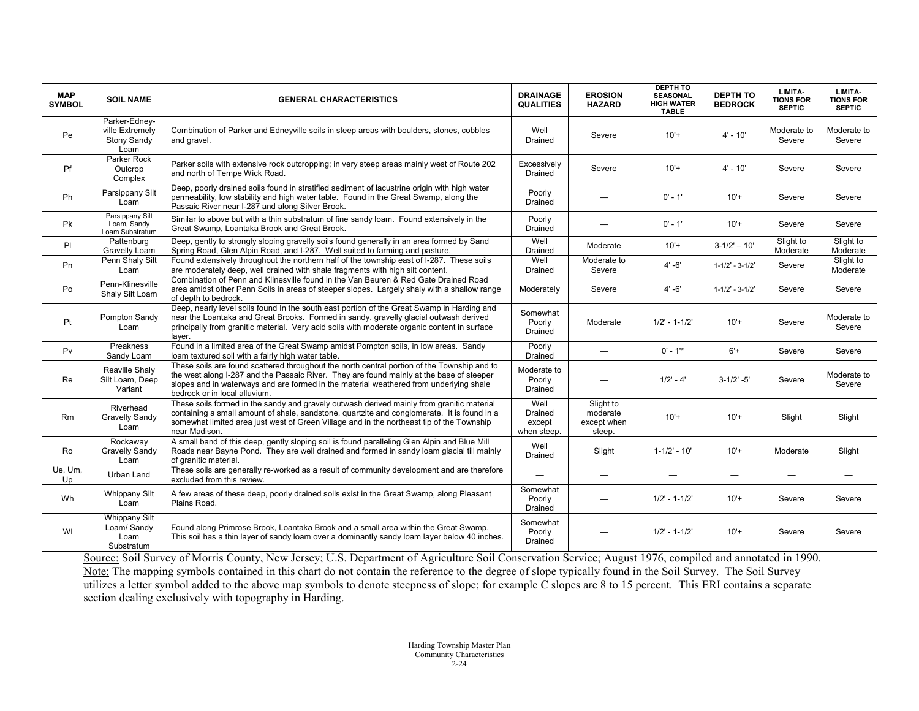| MAP SYMBOL | SOIL NAME | GENERAL CHARACTERISTICS | DRAINAGE QUALITIES | EROSION HAZARD | DEPTH TO SEASONAL HIGH WATER TABLE | DEPTH TO BEDROCK | LIMITA-TIONS FOR SEPTIC | LIMITA-TIONS FOR SEPTIC |
|---|---|---|---|---|---|---|---|---|
| Pe | Parker-Edneyville Extremely Stony Sandy Loam | Combination of Parker and Edneyville soils in steep areas with boulders, stones, cobbles and gravel. | Well Drained | Severe | 10'+ | 4' - 10' | Moderate to Severe | Moderate to Severe |
| Pf | Parker Rock Outcrop Complex | Parker soils with extensive rock outcropping; in very steep areas mainly west of Route 202 and north of Tempe Wick Road. | Excessively Drained | Severe | 10'+ | 4' - 10' | Severe | Severe |
| Ph | Parsippany Silt Loam | Deep, poorly drained soils found in stratified sediment of lacustrine origin with high water permeability, low stability and high water table. Found in the Great Swamp, along the Passaic River near I-287 and along Silver Brook. | Poorly Drained | — | 0' - 1' | 10'+ | Severe | Severe |
| Pk | Parsippany Silt Loam, Sandy Loam Substratum | Similar to above but with a thin substratum of fine sandy loam. Found extensively in the Great Swamp, Loantaka Brook and Great Brook. | Poorly Drained | — | 0' - 1' | 10'+ | Severe | Severe |
| Pl | Pattenburg Gravelly Loam | Deep, gently to strongly sloping gravelly soils found generally in an area formed by Sand Spring Road, Glen Alpin Road, and I-287. Well suited to farming and pasture. | Well Drained | Moderate | 10'+ | 3-1/2' – 10' | Slight to Moderate | Slight to Moderate |
| Pn | Penn Shaly Silt Loam | Found extensively throughout the northern half of the township east of I-287. These soils are moderately deep, well drained with shale fragments with high silt content. | Well Drained | Moderate to Severe | 4' -6' | 1-1/2' - 3-1/2' | Severe | Slight to Moderate |
| Po | Penn-Klinesville Shaly Silt Loam | Combination of Penn and Klinesville found in the Van Beuren & Red Gate Drained Road area amidst other Penn Soils in areas of steeper slopes. Largely shaly with a shallow range of depth to bedrock. | Moderately | Severe | 4' -6' | 1-1/2' - 3-1/2' | Severe | Severe |
| Pt | Pompton Sandy Loam | Deep, nearly level soils found In the south east portion of the Great Swamp in Harding and near the Loantaka and Great Brooks. Formed in sandy, gravelly glacial outwash derived principally from granitic material. Very acid soils with moderate organic content in surface layer. | Somewhat Poorly Drained | Moderate | 1/2' - 1-1/2' | 10'+ | Severe | Moderate to Severe |
| Pv | Preakness Sandy Loam | Found in a limited area of the Great Swamp amidst Pompton soils, in low areas. Sandy loam textured soil with a fairly high water table. | Poorly Drained | — | 0' - 1'" | 6'+ | Severe | Severe |
| Re | Reavllle Shaly Silt Loam, Deep Variant | These soils are found scattered throughout the north central portion of the Township and to the west along I-287 and the Passaic River. They are found mainly at the base of steeper slopes and in waterways and are formed in the material weathered from underlying shale bedrock or in local alluvium. | Moderate to Poorly Drained | — | 1/2' - 4' | 3-1/2' -5' | Severe | Moderate to Severe |
| Rm | Riverhead Gravelly Sandy Loam | These soils formed in the sandy and gravely outwash derived mainly from granitic material containing a small amount of shale, sandstone, quartzite and conglomerate. It is found in a somewhat limited area just west of Green Village and in the northeast tip of the Township near Madison. | Well Drained except when steep. | Slight to moderate except when steep. | 10'+ | 10'+ | Slight | Slight |
| Ro | Rockaway Gravelly Sandy Loam | A small band of this deep, gently sloping soil is found paralleling Glen Alpin and Blue Mill Roads near Bayne Pond. They are well drained and formed in sandy loam glacial till mainly of granitic material. | Well Drained | Slight | 1-1/2' - 10' | 10'+ | Moderate | Slight |
| Ue, Um, Up | Urban Land | These soils are generally re-worked as a result of community development and are therefore excluded from this review. | — | — | — | — | — | — |
| Wh | Whippany Silt Loam | A few areas of these deep, poorly drained soils exist in the Great Swamp, along Pleasant Plains Road. | Somewhat Poorly Drained | — | 1/2' - 1-1/2' | 10'+ | Severe | Severe |
| Wl | Whippany Silt Loam/ Sandy Loam Substratum | Found along Primrose Brook, Loantaka Brook and a small area within the Great Swamp. This soil has a thin layer of sandy loam over a dominantly sandy loam layer below 40 inches. | Somewhat Poorly Drained | — | 1/2' - 1-1/2' | 10'+ | Severe | Severe |

Source: Soil Survey of Morris County, New Jersey; U.S. Department of Agriculture Soil Conservation Service; August 1976, compiled and annotated in 1990.
Note: The mapping symbols contained in this chart do not contain the reference to the degree of slope typically found in the Soil Survey. The Soil Survey utilizes a letter symbol added to the above map symbols to denote steepness of slope; for example C slopes are 8 to 15 percent. This ERI contains a separate section dealing exclusively with topography in Harding.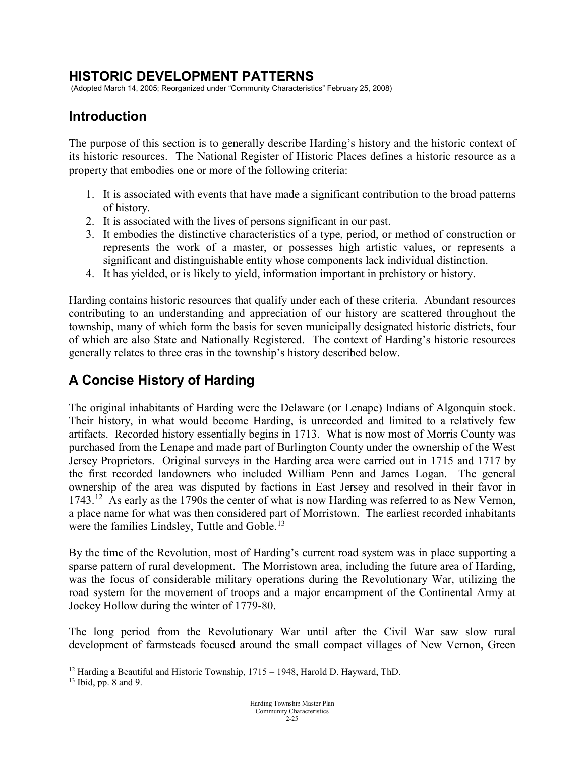# HISTORIC DEVELOPMENT PATTERNS

(Adopted March 14, 2005; Reorganized under "Community Characteristics" February 25, 2008)

## Introduction

The purpose of this section is to generally describe Harding's history and the historic context of its historic resources. The National Register of Historic Places defines a historic resource as a property that embodies one or more of the following criteria:

1. It is associated with events that have made a significant contribution to the broad patterns of history.
2. It is associated with the lives of persons significant in our past.
3. It embodies the distinctive characteristics of a type, period, or method of construction or represents the work of a master, or possesses high artistic values, or represents a significant and distinguishable entity whose components lack individual distinction.
4. It has yielded, or is likely to yield, information important in prehistory or history.

Harding contains historic resources that qualify under each of these criteria. Abundant resources contributing to an understanding and appreciation of our history are scattered throughout the township, many of which form the basis for seven municipally designated historic districts, four of which are also State and Nationally Registered. The context of Harding's historic resources generally relates to three eras in the township's history described below.

## A Concise History of Harding

The original inhabitants of Harding were the Delaware (or Lenape) Indians of Algonquin stock. Their history, in what would become Harding, is unrecorded and limited to a relatively few artifacts. Recorded history essentially begins in 1713. What is now most of Morris County was purchased from the Lenape and made part of Burlington County under the ownership of the West Jersey Proprietors. Original surveys in the Harding area were carried out in 1715 and 1717 by the first recorded landowners who included William Penn and James Logan. The general ownership of the area was disputed by factions in East Jersey and resolved in their favor in 1743.[12] As early as the 1790s the center of what is now Harding was referred to as New Vernon, a place name for what was then considered part of Morristown. The earliest recorded inhabitants were the families Lindsley, Tuttle and Goble.[13]

By the time of the Revolution, most of Harding's current road system was in place supporting a sparse pattern of rural development. The Morristown area, including the future area of Harding, was the focus of considerable military operations during the Revolutionary War, utilizing the road system for the movement of troops and a major encampment of the Continental Army at Jockey Hollow during the winter of 1779-80.

The long period from the Revolutionary War until after the Civil War saw slow rural development of farmsteads focused around the small compact villages of New Vernon, Green

[12] Harding a Beautiful and Historic Township, 1715 – 1948, Harold D. Hayward, ThD.

[13] Ibid, pp. 8 and 9.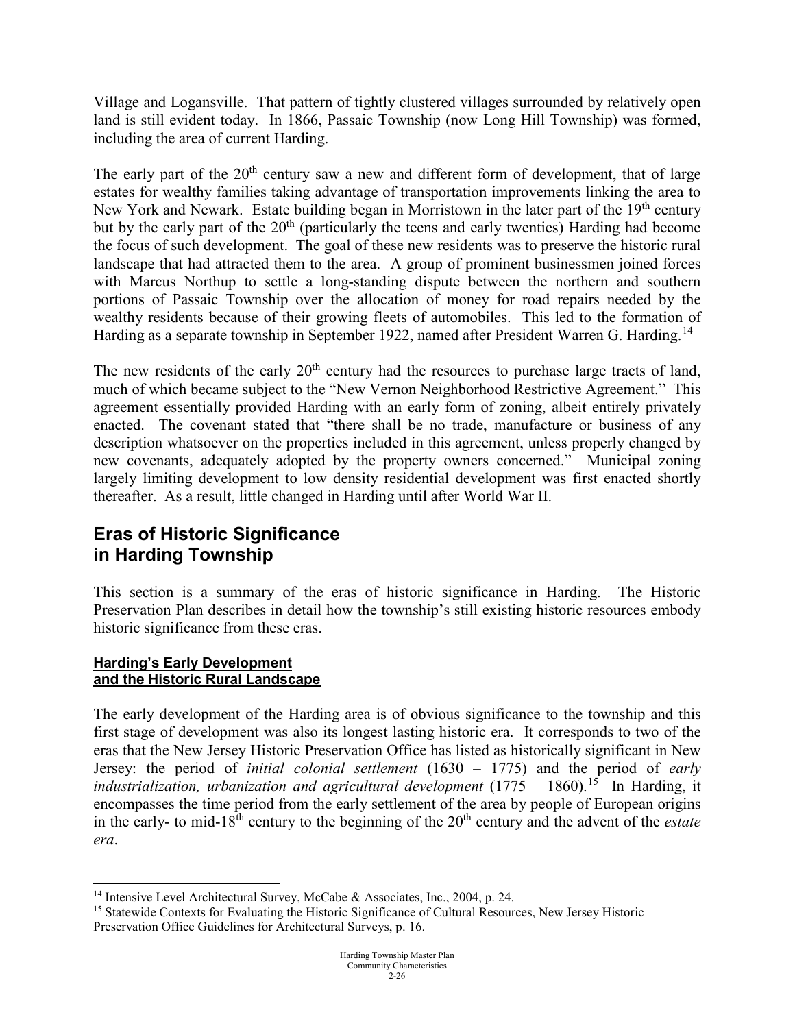Village and Logansville. That pattern of tightly clustered villages surrounded by relatively open land is still evident today. In 1866, Passaic Township (now Long Hill Township) was formed, including the area of current Harding.

The early part of the 20th century saw a new and different form of development, that of large estates for wealthy families taking advantage of transportation improvements linking the area to New York and Newark. Estate building began in Morristown in the later part of the 19th century but by the early part of the 20th (particularly the teens and early twenties) Harding had become the focus of such development. The goal of these new residents was to preserve the historic rural landscape that had attracted them to the area. A group of prominent businessmen joined forces with Marcus Northup to settle a long-standing dispute between the northern and southern portions of Passaic Township over the allocation of money for road repairs needed by the wealthy residents because of their growing fleets of automobiles. This led to the formation of Harding as a separate township in September 1922, named after President Warren G. Harding.[14]

The new residents of the early 20th century had the resources to purchase large tracts of land, much of which became subject to the "New Vernon Neighborhood Restrictive Agreement." This agreement essentially provided Harding with an early form of zoning, albeit entirely privately enacted. The covenant stated that "there shall be no trade, manufacture or business of any description whatsoever on the properties included in this agreement, unless properly changed by new covenants, adequately adopted by the property owners concerned." Municipal zoning largely limiting development to low density residential development was first enacted shortly thereafter. As a result, little changed in Harding until after World War II.

## Eras of Historic Significance in Harding Township

This section is a summary of the eras of historic significance in Harding. The Historic Preservation Plan describes in detail how the township's still existing historic resources embody historic significance from these eras.

### Harding's Early Development and the Historic Rural Landscape

The early development of the Harding area is of obvious significance to the township and this first stage of development was also its longest lasting historic era. It corresponds to two of the eras that the New Jersey Historic Preservation Office has listed as historically significant in New Jersey: the period of *initial colonial settlement* (1630 – 1775) and the period of *early industrialization, urbanization and agricultural development* (1775 – 1860).[15] In Harding, it encompasses the time period from the early settlement of the area by people of European origins in the early- to mid-18th century to the beginning of the 20th century and the advent of the *estate era*.

---

[14] Intensive Level Architectural Survey, McCabe & Associates, Inc., 2004, p. 24.

[15] Statewide Contexts for Evaluating the Historic Significance of Cultural Resources, New Jersey Historic Preservation Office Guidelines for Architectural Surveys, p. 16.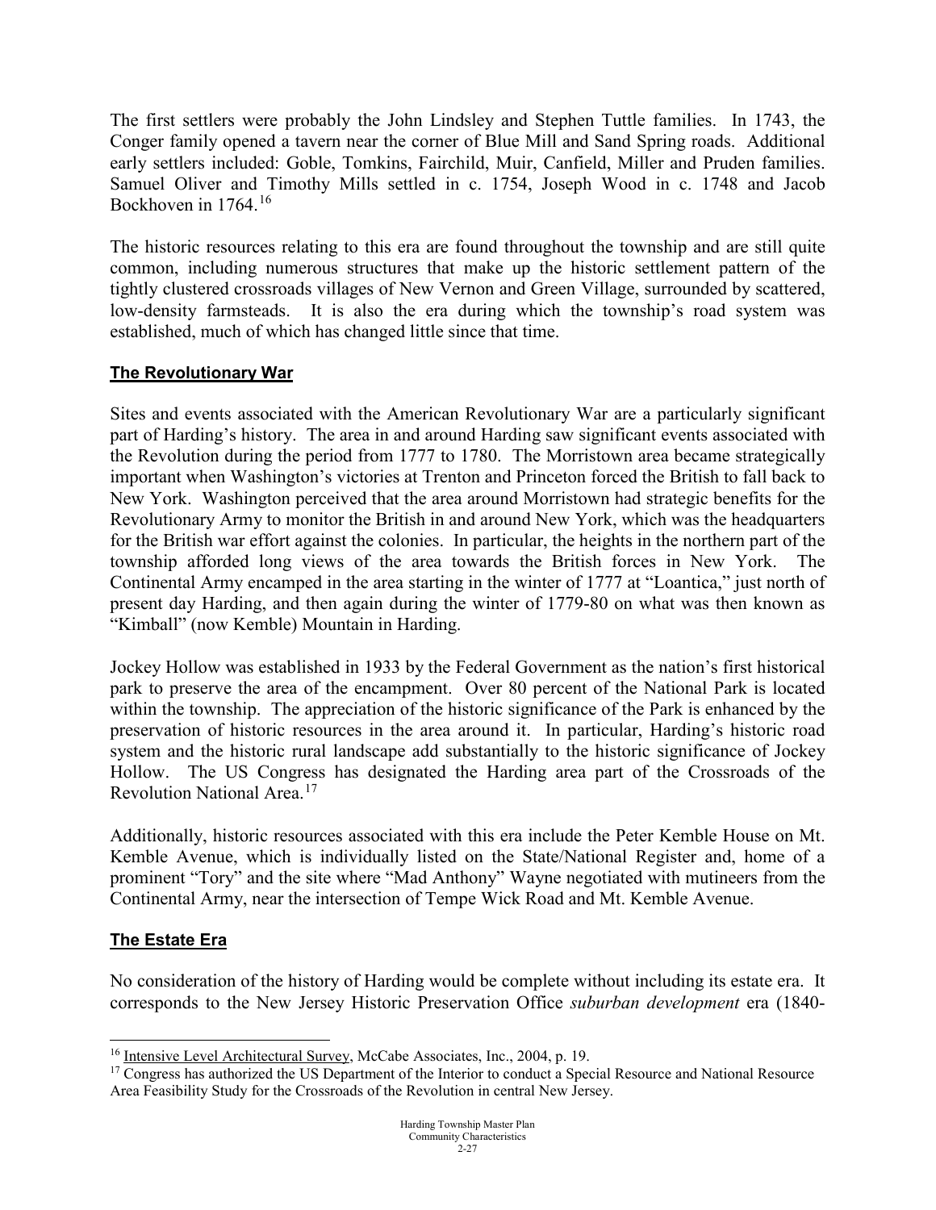The first settlers were probably the John Lindsley and Stephen Tuttle families. In 1743, the Conger family opened a tavern near the corner of Blue Mill and Sand Spring roads. Additional early settlers included: Goble, Tomkins, Fairchild, Muir, Canfield, Miller and Pruden families. Samuel Oliver and Timothy Mills settled in c. 1754, Joseph Wood in c. 1748 and Jacob Bockhoven in 1764.[16]

The historic resources relating to this era are found throughout the township and are still quite common, including numerous structures that make up the historic settlement pattern of the tightly clustered crossroads villages of New Vernon and Green Village, surrounded by scattered, low-density farmsteads. It is also the era during which the township's road system was established, much of which has changed little since that time.

## The Revolutionary War

Sites and events associated with the American Revolutionary War are a particularly significant part of Harding's history. The area in and around Harding saw significant events associated with the Revolution during the period from 1777 to 1780. The Morristown area became strategically important when Washington's victories at Trenton and Princeton forced the British to fall back to New York. Washington perceived that the area around Morristown had strategic benefits for the Revolutionary Army to monitor the British in and around New York, which was the headquarters for the British war effort against the colonies. In particular, the heights in the northern part of the township afforded long views of the area towards the British forces in New York. The Continental Army encamped in the area starting in the winter of 1777 at "Loantica," just north of present day Harding, and then again during the winter of 1779-80 on what was then known as "Kimball" (now Kemble) Mountain in Harding.

Jockey Hollow was established in 1933 by the Federal Government as the nation's first historical park to preserve the area of the encampment. Over 80 percent of the National Park is located within the township. The appreciation of the historic significance of the Park is enhanced by the preservation of historic resources in the area around it. In particular, Harding's historic road system and the historic rural landscape add substantially to the historic significance of Jockey Hollow. The US Congress has designated the Harding area part of the Crossroads of the Revolution National Area.[17]

Additionally, historic resources associated with this era include the Peter Kemble House on Mt. Kemble Avenue, which is individually listed on the State/National Register and, home of a prominent "Tory" and the site where "Mad Anthony" Wayne negotiated with mutineers from the Continental Army, near the intersection of Tempe Wick Road and Mt. Kemble Avenue.

## The Estate Era

No consideration of the history of Harding would be complete without including its estate era. It corresponds to the New Jersey Historic Preservation Office *suburban development* era (1840-

---

[16] Intensive Level Architectural Survey, McCabe Associates, Inc., 2004, p. 19.

[17] Congress has authorized the US Department of the Interior to conduct a Special Resource and National Resource Area Feasibility Study for the Crossroads of the Revolution in central New Jersey.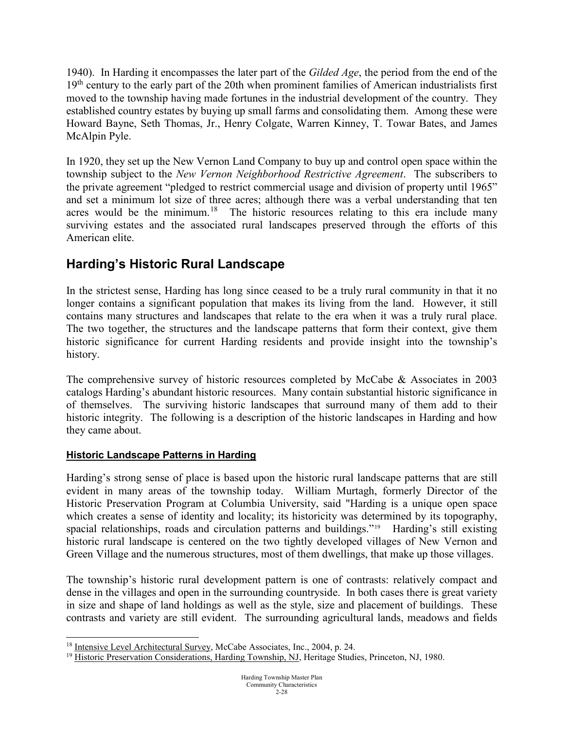1940). In Harding it encompasses the later part of the *Gilded Age*, the period from the end of the 19th century to the early part of the 20th when prominent families of American industrialists first moved to the township having made fortunes in the industrial development of the country. They established country estates by buying up small farms and consolidating them. Among these were Howard Bayne, Seth Thomas, Jr., Henry Colgate, Warren Kinney, T. Towar Bates, and James McAlpin Pyle.

In 1920, they set up the New Vernon Land Company to buy up and control open space within the township subject to the *New Vernon Neighborhood Restrictive Agreement*. The subscribers to the private agreement "pledged to restrict commercial usage and division of property until 1965" and set a minimum lot size of three acres; although there was a verbal understanding that ten acres would be the minimum.[18] The historic resources relating to this era include many surviving estates and the associated rural landscapes preserved through the efforts of this American elite.

## Harding's Historic Rural Landscape

In the strictest sense, Harding has long since ceased to be a truly rural community in that it no longer contains a significant population that makes its living from the land. However, it still contains many structures and landscapes that relate to the era when it was a truly rural place. The two together, the structures and the landscape patterns that form their context, give them historic significance for current Harding residents and provide insight into the township's history.

The comprehensive survey of historic resources completed by McCabe & Associates in 2003 catalogs Harding's abundant historic resources. Many contain substantial historic significance in of themselves. The surviving historic landscapes that surround many of them add to their historic integrity. The following is a description of the historic landscapes in Harding and how they came about.

### Historic Landscape Patterns in Harding

Harding's strong sense of place is based upon the historic rural landscape patterns that are still evident in many areas of the township today. William Murtagh, formerly Director of the Historic Preservation Program at Columbia University, said "Harding is a unique open space which creates a sense of identity and locality; its historicity was determined by its topography, spacial relationships, roads and circulation patterns and buildings."[19] Harding's still existing historic rural landscape is centered on the two tightly developed villages of New Vernon and Green Village and the numerous structures, most of them dwellings, that make up those villages.

The township's historic rural development pattern is one of contrasts: relatively compact and dense in the villages and open in the surrounding countryside. In both cases there is great variety in size and shape of land holdings as well as the style, size and placement of buildings. These contrasts and variety are still evident. The surrounding agricultural lands, meadows and fields

[18] Intensive Level Architectural Survey, McCabe Associates, Inc., 2004, p. 24.

[19] Historic Preservation Considerations, Harding Township, NJ, Heritage Studies, Princeton, NJ, 1980.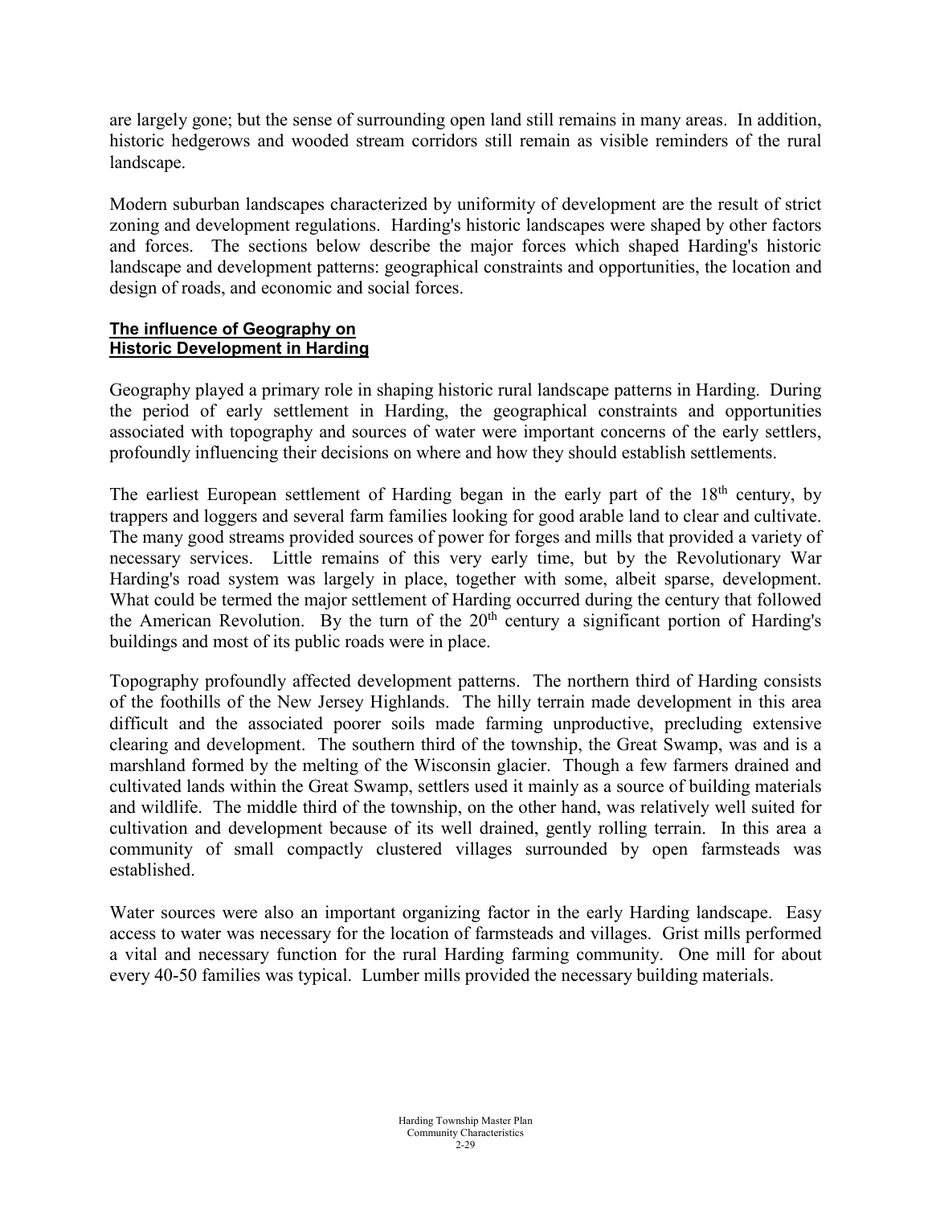are largely gone; but the sense of surrounding open land still remains in many areas. In addition, historic hedgerows and wooded stream corridors still remain as visible reminders of the rural landscape.

Modern suburban landscapes characterized by uniformity of development are the result of strict zoning and development regulations. Harding's historic landscapes were shaped by other factors and forces. The sections below describe the major forces which shaped Harding's historic landscape and development patterns: geographical constraints and opportunities, the location and design of roads, and economic and social forces.

**The influence of Geography on Historic Development in Harding**

Geography played a primary role in shaping historic rural landscape patterns in Harding. During the period of early settlement in Harding, the geographical constraints and opportunities associated with topography and sources of water were important concerns of the early settlers, profoundly influencing their decisions on where and how they should establish settlements.

The earliest European settlement of Harding began in the early part of the 18th century, by trappers and loggers and several farm families looking for good arable land to clear and cultivate. The many good streams provided sources of power for forges and mills that provided a variety of necessary services. Little remains of this very early time, but by the Revolutionary War Harding's road system was largely in place, together with some, albeit sparse, development. What could be termed the major settlement of Harding occurred during the century that followed the American Revolution. By the turn of the 20th century a significant portion of Harding's buildings and most of its public roads were in place.

Topography profoundly affected development patterns. The northern third of Harding consists of the foothills of the New Jersey Highlands. The hilly terrain made development in this area difficult and the associated poorer soils made farming unproductive, precluding extensive clearing and development. The southern third of the township, the Great Swamp, was and is a marshland formed by the melting of the Wisconsin glacier. Though a few farmers drained and cultivated lands within the Great Swamp, settlers used it mainly as a source of building materials and wildlife. The middle third of the township, on the other hand, was relatively well suited for cultivation and development because of its well drained, gently rolling terrain. In this area a community of small compactly clustered villages surrounded by open farmsteads was established.

Water sources were also an important organizing factor in the early Harding landscape. Easy access to water was necessary for the location of farmsteads and villages. Grist mills performed a vital and necessary function for the rural Harding farming community. One mill for about every 40-50 families was typical. Lumber mills provided the necessary building materials.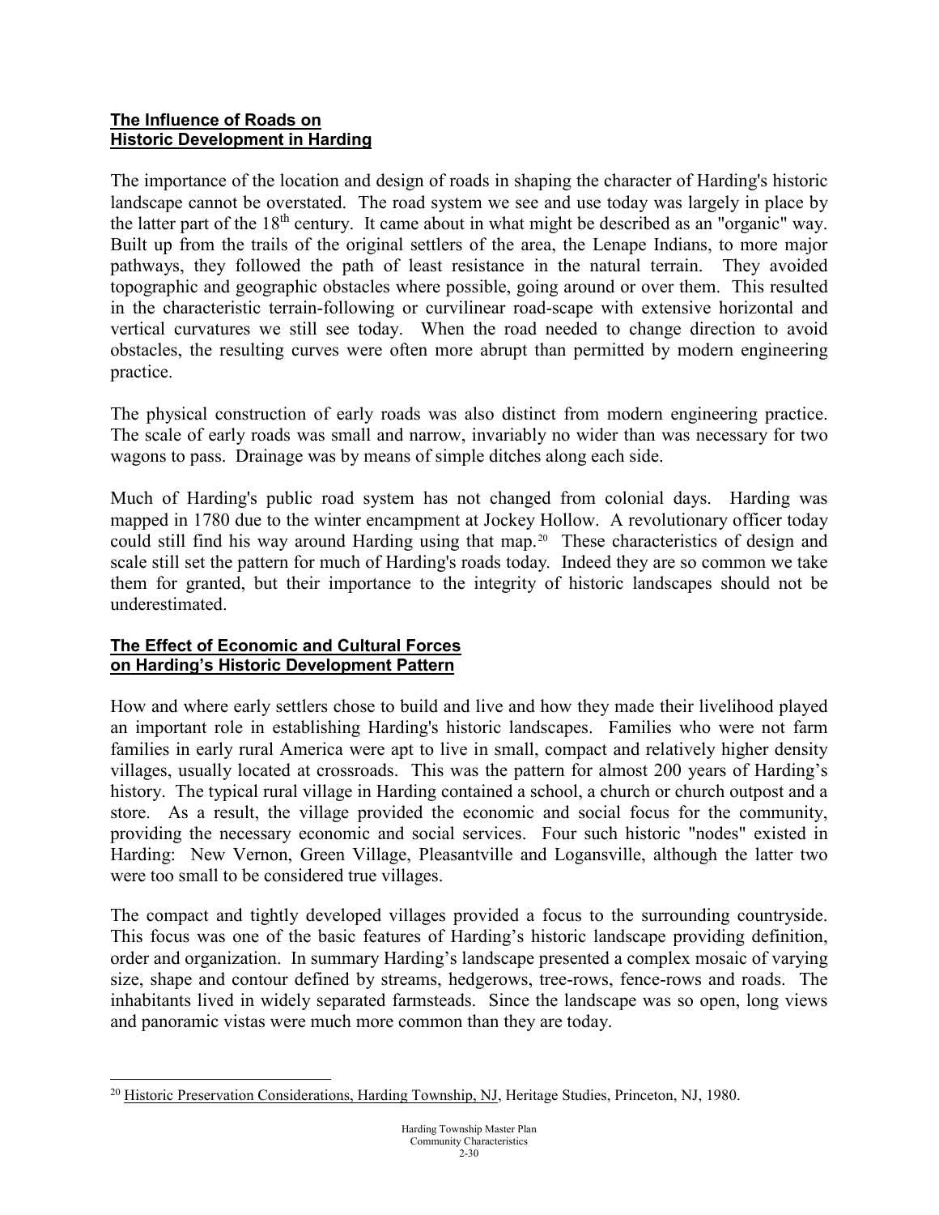## The Influence of Roads on Historic Development in Harding

The importance of the location and design of roads in shaping the character of Harding's historic landscape cannot be overstated. The road system we see and use today was largely in place by the latter part of the $18^{th}$ century. It came about in what might be described as an "organic" way. Built up from the trails of the original settlers of the area, the Lenape Indians, to more major pathways, they followed the path of least resistance in the natural terrain. They avoided topographic and geographic obstacles where possible, going around or over them. This resulted in the characteristic terrain-following or curvilinear road-scape with extensive horizontal and vertical curvatures we still see today. When the road needed to change direction to avoid obstacles, the resulting curves were often more abrupt than permitted by modern engineering practice.

The physical construction of early roads was also distinct from modern engineering practice. The scale of early roads was small and narrow, invariably no wider than was necessary for two wagons to pass. Drainage was by means of simple ditches along each side.

Much of Harding's public road system has not changed from colonial days. Harding was mapped in 1780 due to the winter encampment at Jockey Hollow. A revolutionary officer today could still find his way around Harding using that map.[20] These characteristics of design and scale still set the pattern for much of Harding's roads today. Indeed they are so common we take them for granted, but their importance to the integrity of historic landscapes should not be underestimated.

## The Effect of Economic and Cultural Forces on Harding's Historic Development Pattern

How and where early settlers chose to build and live and how they made their livelihood played an important role in establishing Harding's historic landscapes. Families who were not farm families in early rural America were apt to live in small, compact and relatively higher density villages, usually located at crossroads. This was the pattern for almost 200 years of Harding's history. The typical rural village in Harding contained a school, a church or church outpost and a store. As a result, the village provided the economic and social focus for the community, providing the necessary economic and social services. Four such historic "nodes" existed in Harding: New Vernon, Green Village, Pleasantville and Logansville, although the latter two were too small to be considered true villages.

The compact and tightly developed villages provided a focus to the surrounding countryside. This focus was one of the basic features of Harding's historic landscape providing definition, order and organization. In summary Harding's landscape presented a complex mosaic of varying size, shape and contour defined by streams, hedgerows, tree-rows, fence-rows and roads. The inhabitants lived in widely separated farmsteads. Since the landscape was so open, long views and panoramic vistas were much more common than they are today.

---

[20] Historic Preservation Considerations, Harding Township, NJ, Heritage Studies, Princeton, NJ, 1980.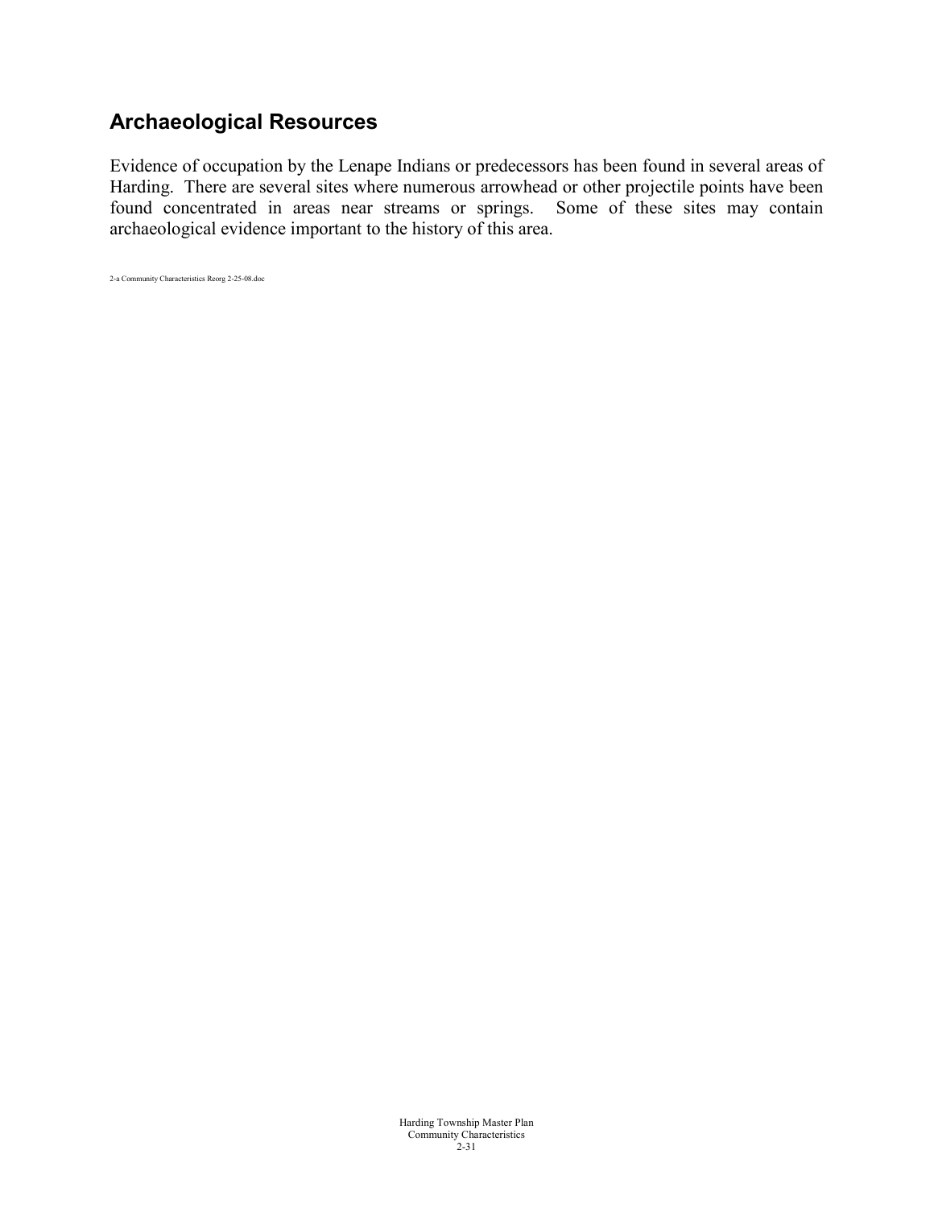## Archaeological Resources

Evidence of occupation by the Lenape Indians or predecessors has been found in several areas of Harding. There are several sites where numerous arrowhead or other projectile points have been found concentrated in areas near streams or springs. Some of these sites may contain archaeological evidence important to the history of this area.

2-a Community Characteristics Reorg 2-25-08.doc